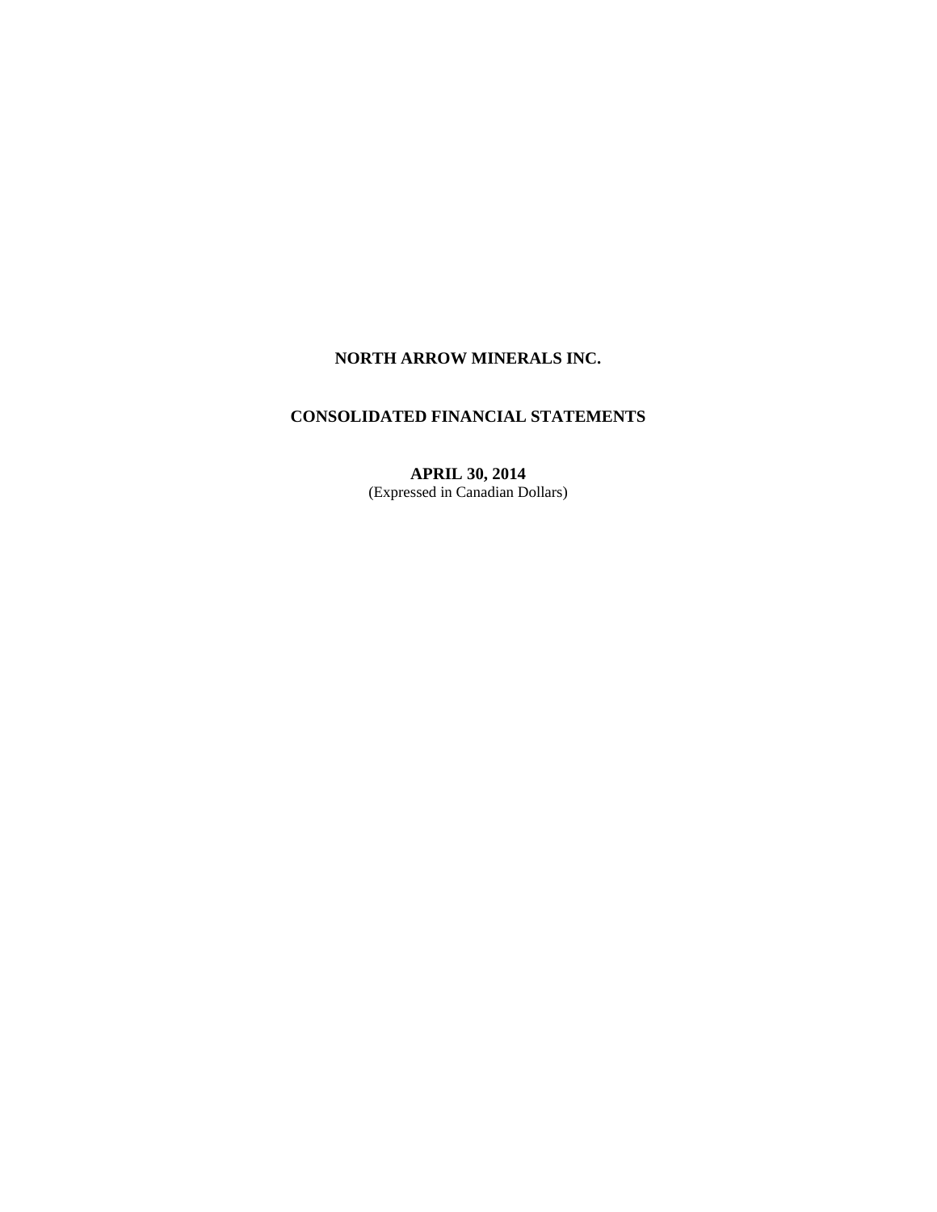# NORTH ARROW MINERALS INC.

## CONSOLIDATED FINANCIAL STATEMENTS

**APRIL 30, 2014**
(Expressed in Canadian Dollars)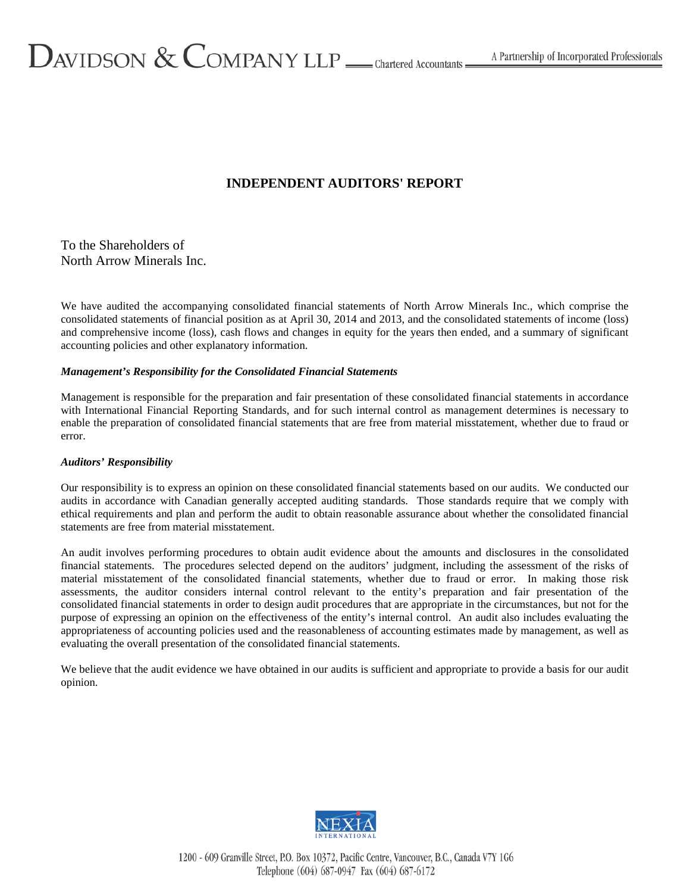# INDEPENDENT AUDITORS' REPORT

To the Shareholders of
North Arrow Minerals Inc.

We have audited the accompanying consolidated financial statements of North Arrow Minerals Inc., which comprise the consolidated statements of financial position as at April 30, 2014 and 2013, and the consolidated statements of income (loss) and comprehensive income (loss), cash flows and changes in equity for the years then ended, and a summary of significant accounting policies and other explanatory information.

***Management's Responsibility for the Consolidated Financial Statements***

Management is responsible for the preparation and fair presentation of these consolidated financial statements in accordance with International Financial Reporting Standards, and for such internal control as management determines is necessary to enable the preparation of consolidated financial statements that are free from material misstatement, whether due to fraud or error.

***Auditors' Responsibility***

Our responsibility is to express an opinion on these consolidated financial statements based on our audits. We conducted our audits in accordance with Canadian generally accepted auditing standards. Those standards require that we comply with ethical requirements and plan and perform the audit to obtain reasonable assurance about whether the consolidated financial statements are free from material misstatement.

An audit involves performing procedures to obtain audit evidence about the amounts and disclosures in the consolidated financial statements. The procedures selected depend on the auditors' judgment, including the assessment of the risks of material misstatement of the consolidated financial statements, whether due to fraud or error. In making those risk assessments, the auditor considers internal control relevant to the entity's preparation and fair presentation of the consolidated financial statements in order to design audit procedures that are appropriate in the circumstances, but not for the purpose of expressing an opinion on the effectiveness of the entity's internal control. An audit also includes evaluating the appropriateness of accounting policies used and the reasonableness of accounting estimates made by management, as well as evaluating the overall presentation of the consolidated financial statements.

We believe that the audit evidence we have obtained in our audits is sufficient and appropriate to provide a basis for our audit opinion.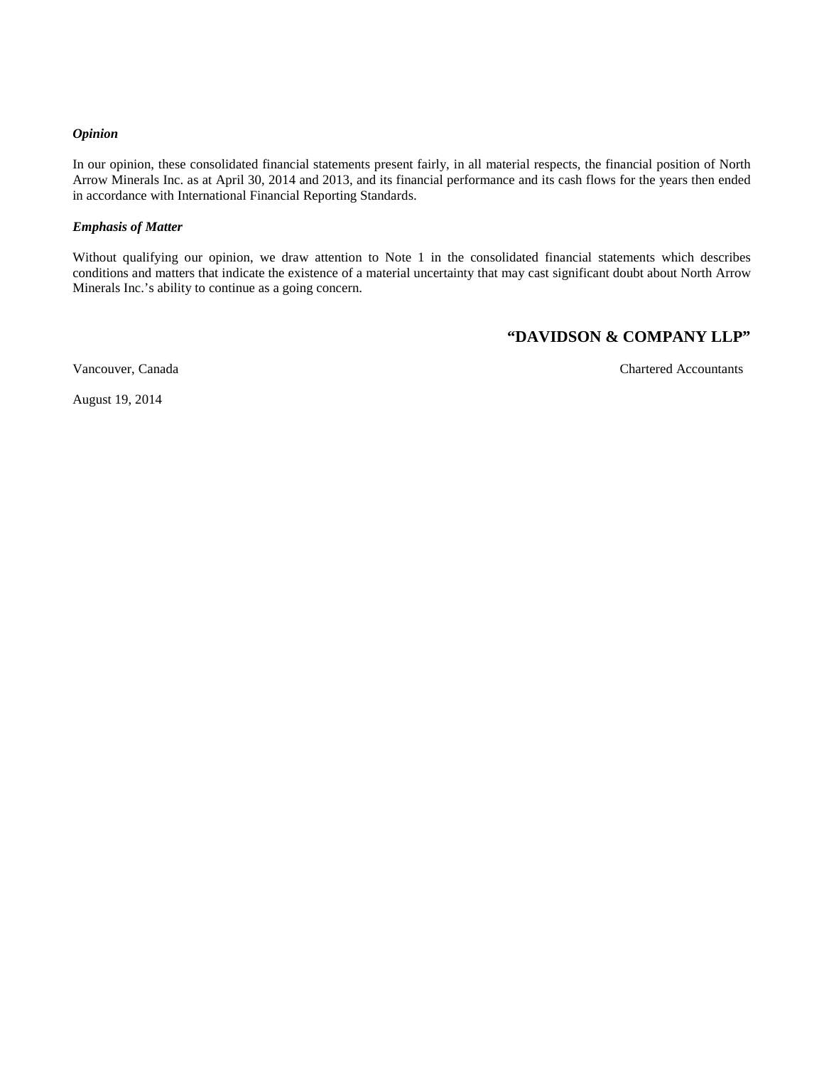***Opinion***

In our opinion, these consolidated financial statements present fairly, in all material respects, the financial position of North Arrow Minerals Inc. as at April 30, 2014 and 2013, and its financial performance and its cash flows for the years then ended in accordance with International Financial Reporting Standards.

***Emphasis of Matter***

Without qualifying our opinion, we draw attention to Note 1 in the consolidated financial statements which describes conditions and matters that indicate the existence of a material uncertainty that may cast significant doubt about North Arrow Minerals Inc.'s ability to continue as a going concern.

**"DAVIDSON & COMPANY LLP"**

Vancouver, Canada

Chartered Accountants

August 19, 2014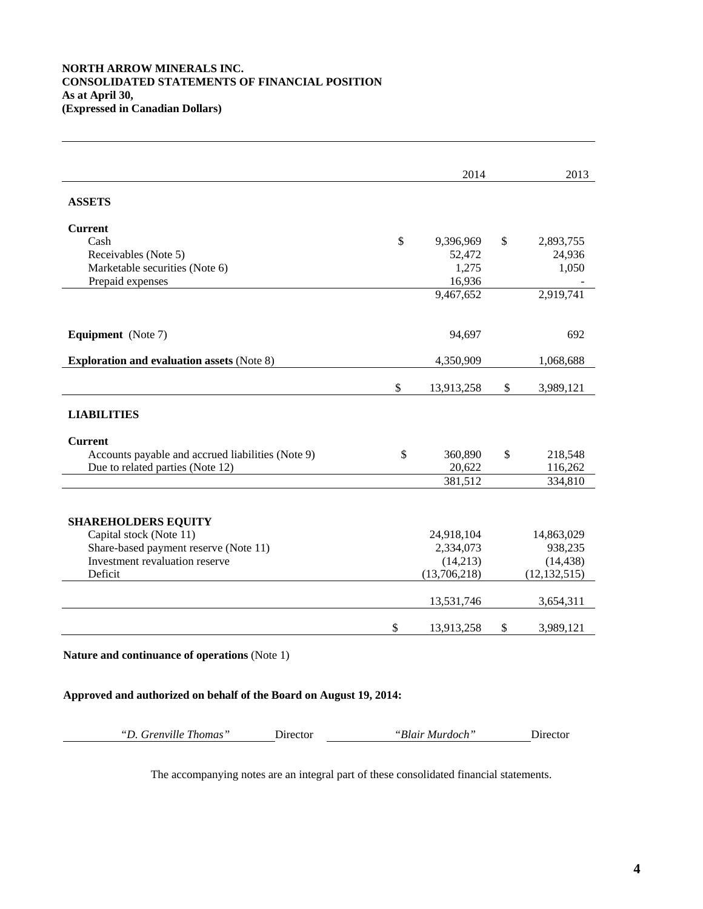**NORTH ARROW MINERALS INC.**
**CONSOLIDATED STATEMENTS OF FINANCIAL POSITION**
**As at April 30,**
**(Expressed in Canadian Dollars)**

| | 2014 | 2013 |
|---|---|---|
| **ASSETS** | | |
| **Current** | | |
| Cash | $ 9,396,969 | $ 2,893,755 |
| Receivables (Note 5) | 52,472 | 24,936 |
| Marketable securities (Note 6) | 1,275 | 1,050 |
| Prepaid expenses | 16,936 | - |
| | 9,467,652 | 2,919,741 |
| **Equipment** (Note 7) | 94,697 | 692 |
| **Exploration and evaluation assets** (Note 8) | 4,350,909 | 1,068,688 |
| | $ 13,913,258 | $ 3,989,121 |
| **LIABILITIES** | | |
| **Current** | | |
| Accounts payable and accrued liabilities (Note 9) | $ 360,890 | $ 218,548 |
| Due to related parties (Note 12) | 20,622 | 116,262 |
| | 381,512 | 334,810 |
| **SHAREHOLDERS EQUITY** | | |
| Capital stock (Note 11) | 24,918,104 | 14,863,029 |
| Share-based payment reserve (Note 11) | 2,334,073 | 938,235 |
| Investment revaluation reserve | (14,213) | (14,438) |
| Deficit | (13,706,218) | (12,132,515) |
| | 13,531,746 | 3,654,311 |
| | $ 13,913,258 | $ 3,989,121 |

**Nature and continuance of operations** (Note 1)

**Approved and authorized on behalf of the Board on August 19, 2014:**

*"D. Grenville Thomas"* Director *"Blair Murdoch"* Director

The accompanying notes are an integral part of these consolidated financial statements.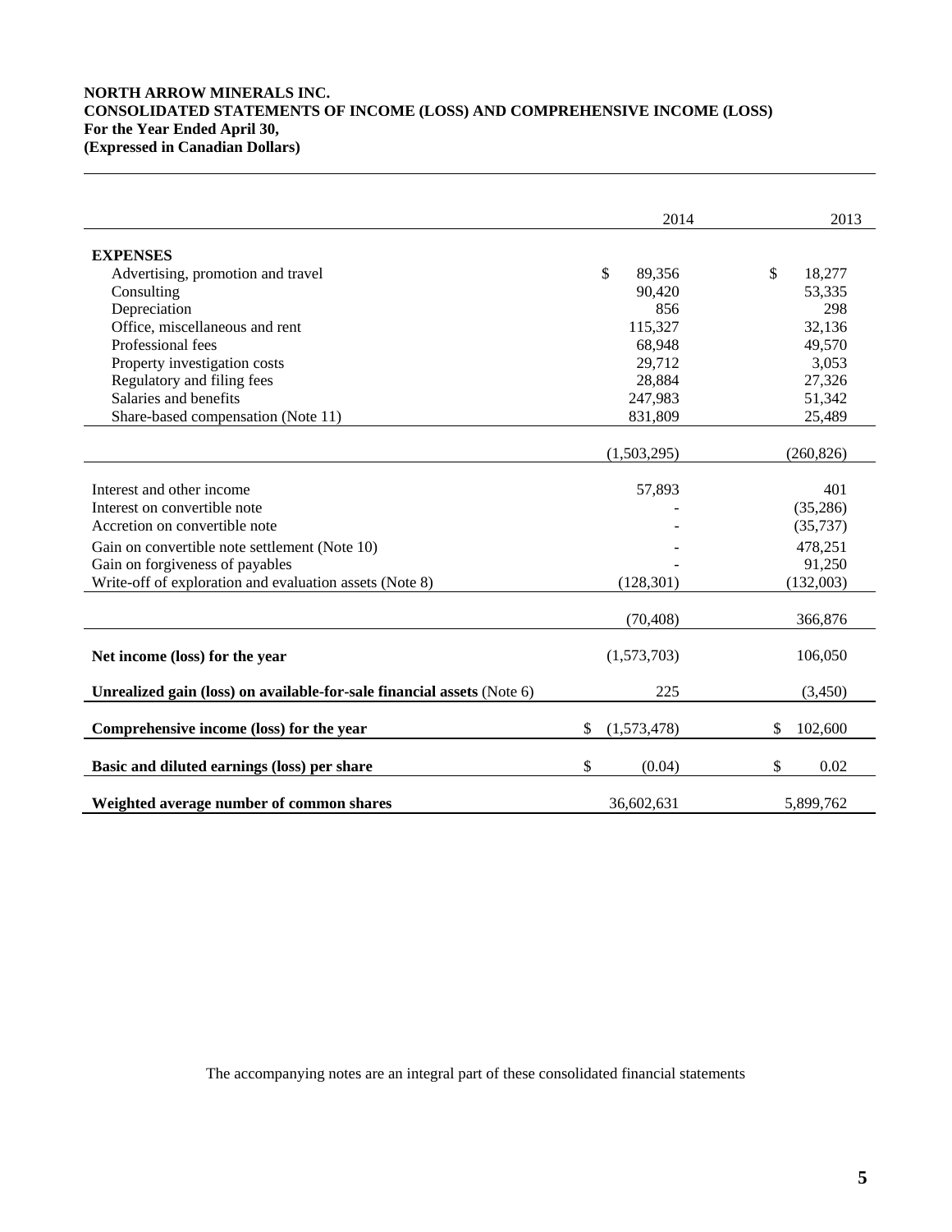**NORTH ARROW MINERALS INC.**
**CONSOLIDATED STATEMENTS OF INCOME (LOSS) AND COMPREHENSIVE INCOME (LOSS)**
**For the Year Ended April 30,**
**(Expressed in Canadian Dollars)**

| | 2014 | 2013 |
|---|---|---|
| **EXPENSES** | | |
| Advertising, promotion and travel | $ 89,356 | $ 18,277 |
| Consulting | 90,420 | 53,335 |
| Depreciation | 856 | 298 |
| Office, miscellaneous and rent | 115,327 | 32,136 |
| Professional fees | 68,948 | 49,570 |
| Property investigation costs | 29,712 | 3,053 |
| Regulatory and filing fees | 28,884 | 27,326 |
| Salaries and benefits | 247,983 | 51,342 |
| Share-based compensation (Note 11) | 831,809 | 25,489 |
| | (1,503,295) | (260,826) |
| Interest and other income | 57,893 | 401 |
| Interest on convertible note | - | (35,286) |
| Accretion on convertible note | - | (35,737) |
| Gain on convertible note settlement (Note 10) | - | 478,251 |
| Gain on forgiveness of payables | - | 91,250 |
| Write-off of exploration and evaluation assets (Note 8) | (128,301) | (132,003) |
| | (70,408) | 366,876 |
| **Net income (loss) for the year** | (1,573,703) | 106,050 |
| **Unrealized gain (loss) on available-for-sale financial assets** (Note 6) | 225 | (3,450) |
| **Comprehensive income (loss) for the year** | $ (1,573,478) | $ 102,600 |
| **Basic and diluted earnings (loss) per share** | $ (0.04) | $ 0.02 |
| **Weighted average number of common shares** | 36,602,631 | 5,899,762 |

The accompanying notes are an integral part of these consolidated financial statements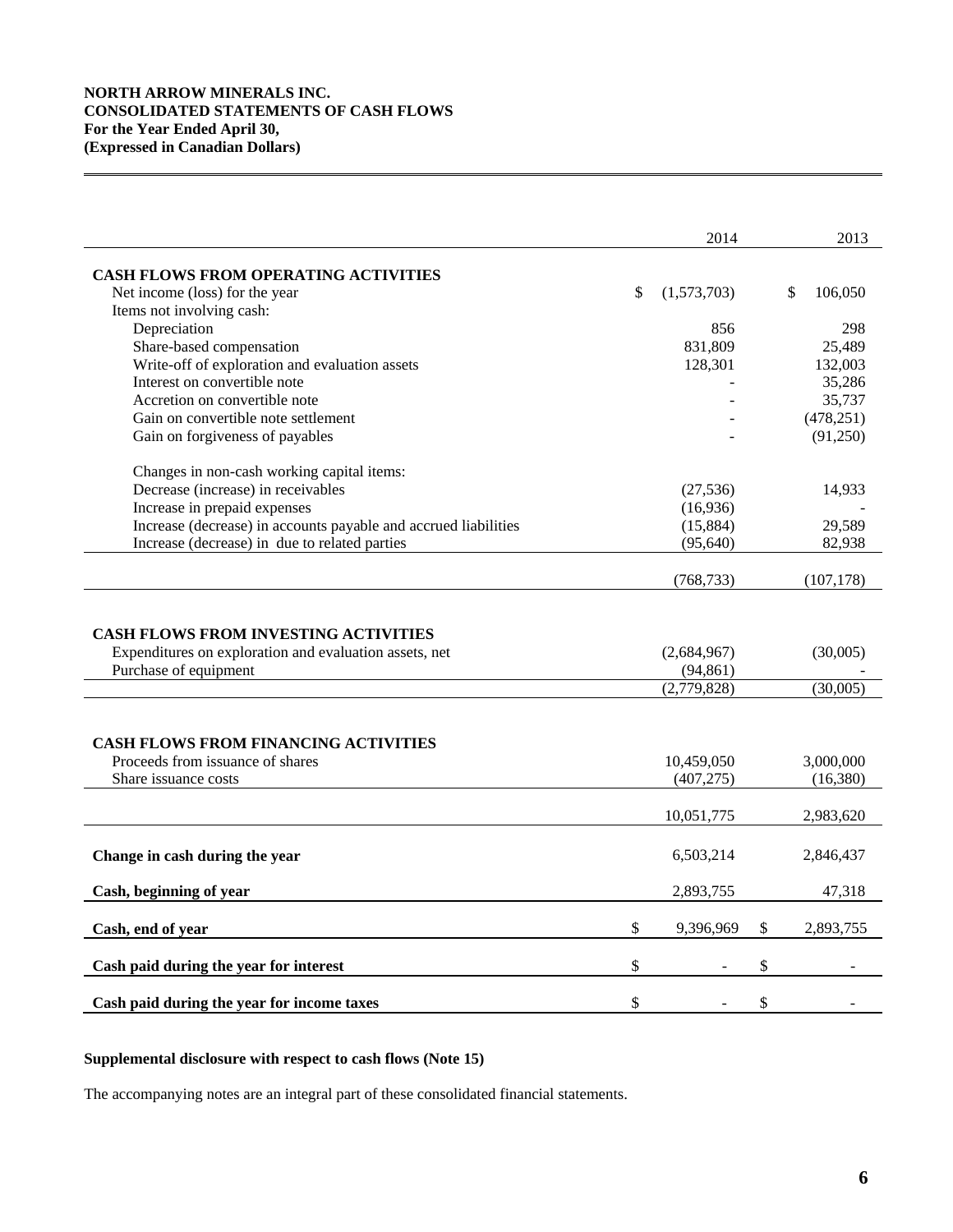**NORTH ARROW MINERALS INC.**
**CONSOLIDATED STATEMENTS OF CASH FLOWS**
**For the Year Ended April 30,**
**(Expressed in Canadian Dollars)**

| | 2014 | 2013 |
|---|---|---|
| **CASH FLOWS FROM OPERATING ACTIVITIES** | | |
| Net income (loss) for the year | $ (1,573,703) | $ 106,050 |
| Items not involving cash: | | |
| Depreciation | 856 | 298 |
| Share-based compensation | 831,809 | 25,489 |
| Write-off of exploration and evaluation assets | 128,301 | 132,003 |
| Interest on convertible note | - | 35,286 |
| Accretion on convertible note | - | 35,737 |
| Gain on convertible note settlement | - | (478,251) |
| Gain on forgiveness of payables | - | (91,250) |
| Changes in non-cash working capital items: | | |
| Decrease (increase) in receivables | (27,536) | 14,933 |
| Increase in prepaid expenses | (16,936) | - |
| Increase (decrease) in accounts payable and accrued liabilities | (15,884) | 29,589 |
| Increase (decrease) in due to related parties | (95,640) | 82,938 |
| | (768,733) | (107,178) |
| **CASH FLOWS FROM INVESTING ACTIVITIES** | | |
| Expenditures on exploration and evaluation assets, net | (2,684,967) | (30,005) |
| Purchase of equipment | (94,861) | - |
| | (2,779,828) | (30,005) |
| **CASH FLOWS FROM FINANCING ACTIVITIES** | | |
| Proceeds from issuance of shares | 10,459,050 | 3,000,000 |
| Share issuance costs | (407,275) | (16,380) |
| | 10,051,775 | 2,983,620 |
| **Change in cash during the year** | 6,503,214 | 2,846,437 |
| **Cash, beginning of year** | 2,893,755 | 47,318 |
| **Cash, end of year** | $ 9,396,969 | $ 2,893,755 |
| **Cash paid during the year for interest** | $ - | $ - |
| **Cash paid during the year for income taxes** | $ - | $ - |

**Supplemental disclosure with respect to cash flows (Note 15)**

The accompanying notes are an integral part of these consolidated financial statements.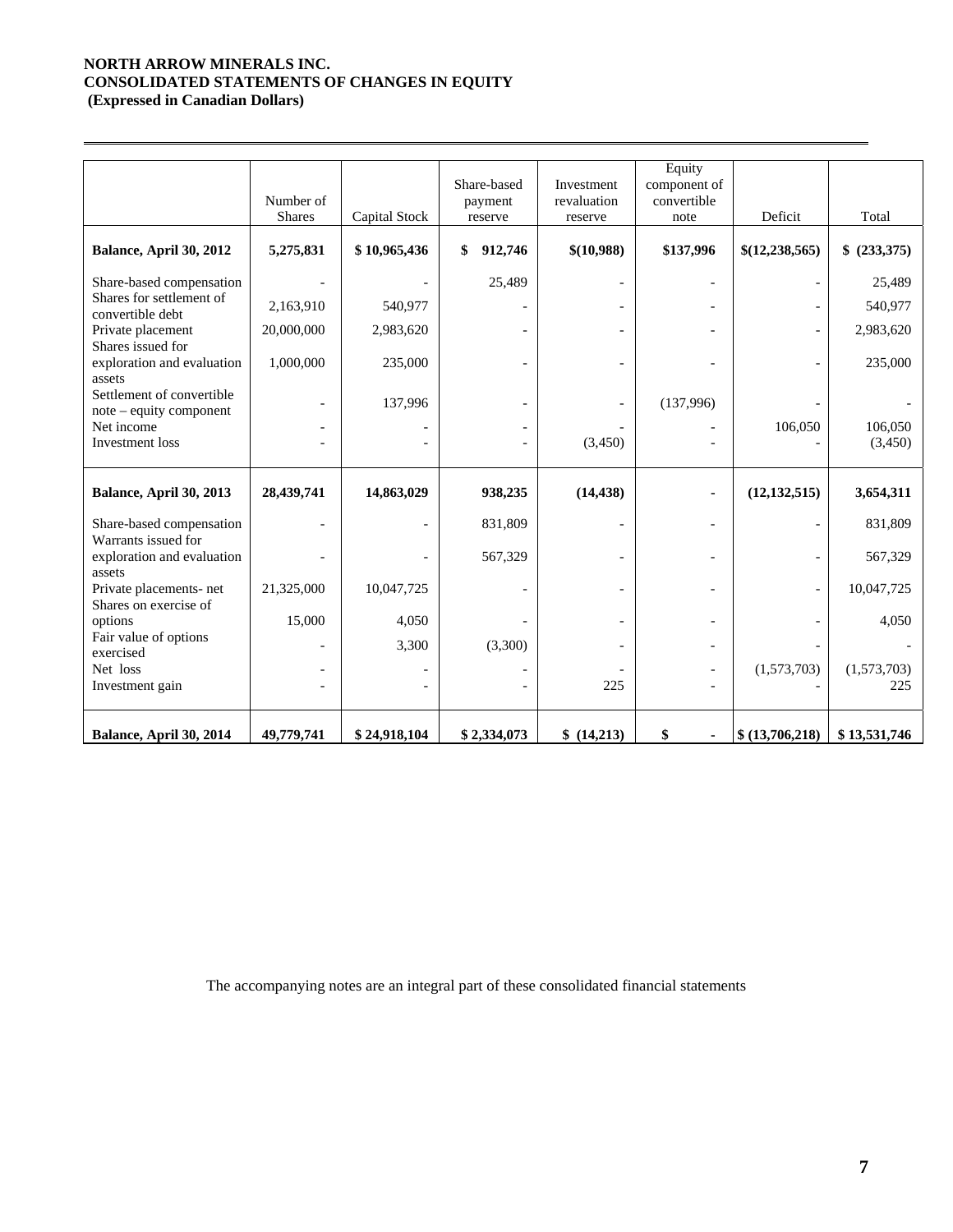**NORTH ARROW MINERALS INC.**
**CONSOLIDATED STATEMENTS OF CHANGES IN EQUITY**
**(Expressed in Canadian Dollars)**

| | Number of Shares | Capital Stock | Share-based payment reserve | Investment revaluation reserve | Equity component of convertible note | Deficit | Total |
|---|---|---|---|---|---|---|---|
| **Balance, April 30, 2012** | **5,275,831** | **$ 10,965,436** | **$ 912,746** | **$(10,988)** | **$137,996** | **$(12,238,565)** | **$ (233,375)** |
| Share-based compensation | - | - | 25,489 | - | - | - | 25,489 |
| Shares for settlement of convertible debt | 2,163,910 | 540,977 | - | - | - | - | 540,977 |
| Private placement | 20,000,000 | 2,983,620 | - | - | - | - | 2,983,620 |
| Shares issued for exploration and evaluation assets | 1,000,000 | 235,000 | - | - | - | - | 235,000 |
| Settlement of convertible note – equity component | - | 137,996 | - | - | (137,996) | - | - |
| Net income | - | - | - | - | - | 106,050 | 106,050 |
| Investment loss | - | - | - | (3,450) | - | - | (3,450) |
| **Balance, April 30, 2013** | **28,439,741** | **14,863,029** | **938,235** | **(14,438)** | **-** | **(12,132,515)** | **3,654,311** |
| Share-based compensation | - | - | 831,809 | - | - | - | 831,809 |
| Warrants issued for exploration and evaluation assets | - | - | 567,329 | - | - | - | 567,329 |
| Private placements- net | 21,325,000 | 10,047,725 | - | - | - | - | 10,047,725 |
| Shares on exercise of options | 15,000 | 4,050 | - | - | - | - | 4,050 |
| Fair value of options exercised | - | 3,300 | (3,300) | - | - | - | - |
| Net loss | - | - | - | - | - | (1,573,703) | (1,573,703) |
| Investment gain | - | - | - | 225 | - | - | 225 |
| **Balance, April 30, 2014** | **49,779,741** | **$ 24,918,104** | **$ 2,334,073** | **$ (14,213)** | **$ -** | **$ (13,706,218)** | **$ 13,531,746** |

The accompanying notes are an integral part of these consolidated financial statements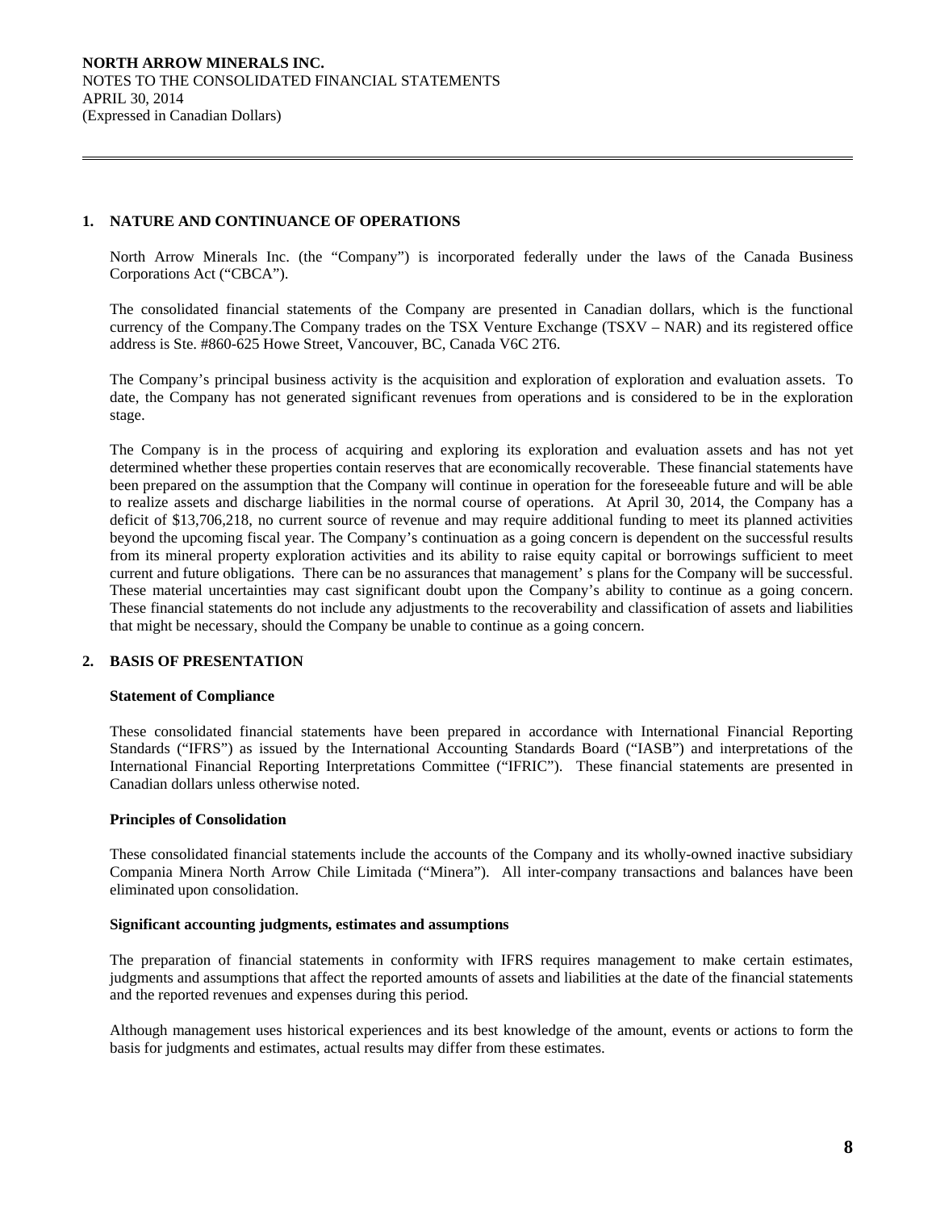**NORTH ARROW MINERALS INC.**
NOTES TO THE CONSOLIDATED FINANCIAL STATEMENTS
APRIL 30, 2014
(Expressed in Canadian Dollars)

## 1. NATURE AND CONTINUANCE OF OPERATIONS

North Arrow Minerals Inc. (the "Company") is incorporated federally under the laws of the Canada Business Corporations Act ("CBCA").

The consolidated financial statements of the Company are presented in Canadian dollars, which is the functional currency of the Company.The Company trades on the TSX Venture Exchange (TSXV – NAR) and its registered office address is Ste. #860-625 Howe Street, Vancouver, BC, Canada V6C 2T6.

The Company's principal business activity is the acquisition and exploration of exploration and evaluation assets. To date, the Company has not generated significant revenues from operations and is considered to be in the exploration stage.

The Company is in the process of acquiring and exploring its exploration and evaluation assets and has not yet determined whether these properties contain reserves that are economically recoverable. These financial statements have been prepared on the assumption that the Company will continue in operation for the foreseeable future and will be able to realize assets and discharge liabilities in the normal course of operations. At April 30, 2014, the Company has a deficit of $13,706,218, no current source of revenue and may require additional funding to meet its planned activities beyond the upcoming fiscal year. The Company's continuation as a going concern is dependent on the successful results from its mineral property exploration activities and its ability to raise equity capital or borrowings sufficient to meet current and future obligations. There can be no assurances that management' s plans for the Company will be successful. These material uncertainties may cast significant doubt upon the Company's ability to continue as a going concern. These financial statements do not include any adjustments to the recoverability and classification of assets and liabilities that might be necessary, should the Company be unable to continue as a going concern.

## 2. BASIS OF PRESENTATION

### Statement of Compliance

These consolidated financial statements have been prepared in accordance with International Financial Reporting Standards ("IFRS") as issued by the International Accounting Standards Board ("IASB") and interpretations of the International Financial Reporting Interpretations Committee ("IFRIC"). These financial statements are presented in Canadian dollars unless otherwise noted.

### Principles of Consolidation

These consolidated financial statements include the accounts of the Company and its wholly-owned inactive subsidiary Compania Minera North Arrow Chile Limitada ("Minera"). All inter-company transactions and balances have been eliminated upon consolidation.

### Significant accounting judgments, estimates and assumptions

The preparation of financial statements in conformity with IFRS requires management to make certain estimates, judgments and assumptions that affect the reported amounts of assets and liabilities at the date of the financial statements and the reported revenues and expenses during this period.

Although management uses historical experiences and its best knowledge of the amount, events or actions to form the basis for judgments and estimates, actual results may differ from these estimates.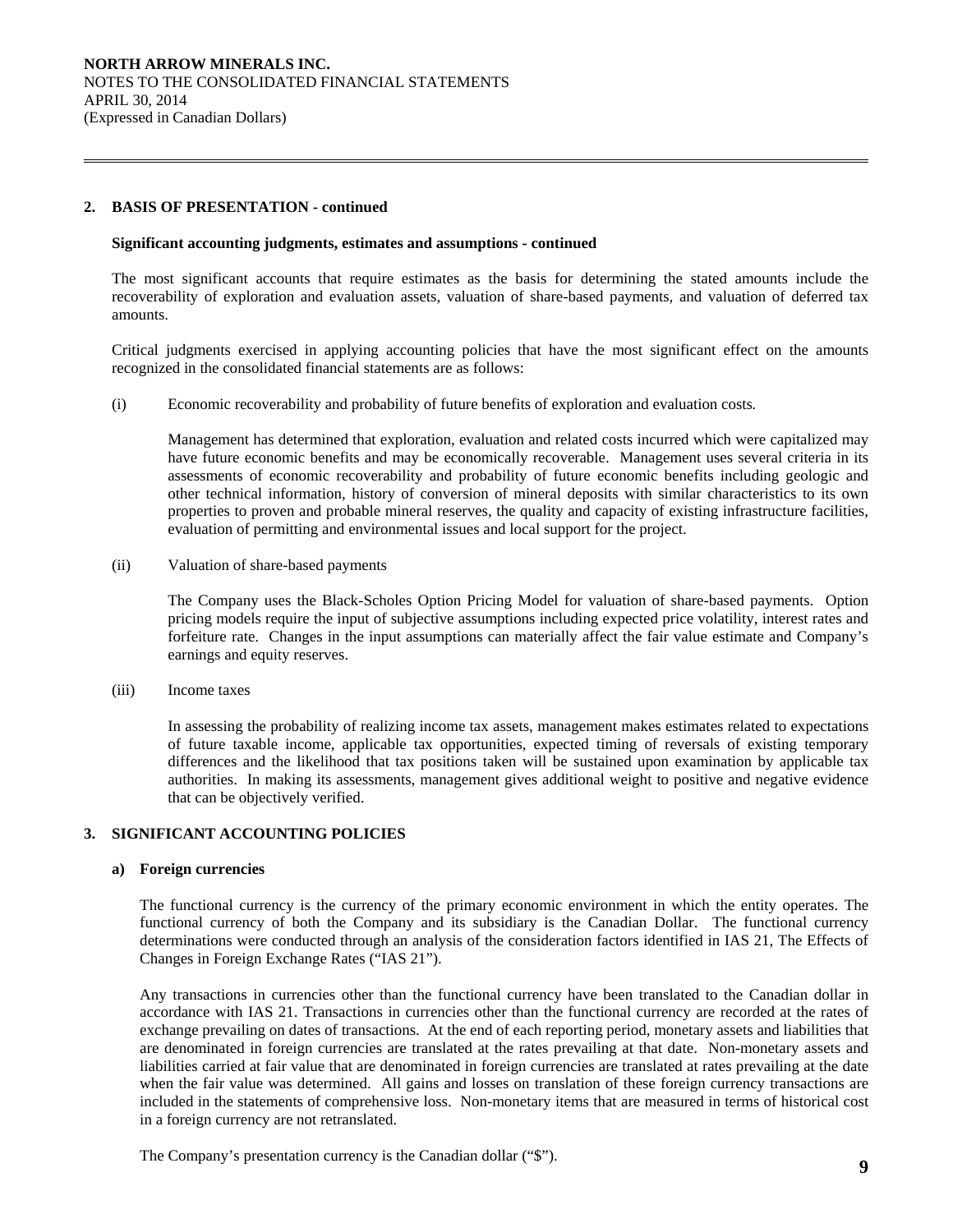## 2. BASIS OF PRESENTATION - continued

**Significant accounting judgments, estimates and assumptions - continued**

The most significant accounts that require estimates as the basis for determining the stated amounts include the recoverability of exploration and evaluation assets, valuation of share-based payments, and valuation of deferred tax amounts.

Critical judgments exercised in applying accounting policies that have the most significant effect on the amounts recognized in the consolidated financial statements are as follows:

(i) Economic recoverability and probability of future benefits of exploration and evaluation costs*.*

Management has determined that exploration, evaluation and related costs incurred which were capitalized may have future economic benefits and may be economically recoverable. Management uses several criteria in its assessments of economic recoverability and probability of future economic benefits including geologic and other technical information, history of conversion of mineral deposits with similar characteristics to its own properties to proven and probable mineral reserves, the quality and capacity of existing infrastructure facilities, evaluation of permitting and environmental issues and local support for the project.

(ii) Valuation of share-based payments

The Company uses the Black-Scholes Option Pricing Model for valuation of share-based payments. Option pricing models require the input of subjective assumptions including expected price volatility, interest rates and forfeiture rate. Changes in the input assumptions can materially affect the fair value estimate and Company's earnings and equity reserves.

(iii) Income taxes

In assessing the probability of realizing income tax assets, management makes estimates related to expectations of future taxable income, applicable tax opportunities, expected timing of reversals of existing temporary differences and the likelihood that tax positions taken will be sustained upon examination by applicable tax authorities. In making its assessments, management gives additional weight to positive and negative evidence that can be objectively verified.

## 3. SIGNIFICANT ACCOUNTING POLICIES

### a) Foreign currencies

The functional currency is the currency of the primary economic environment in which the entity operates. The functional currency of both the Company and its subsidiary is the Canadian Dollar. The functional currency determinations were conducted through an analysis of the consideration factors identified in IAS 21, The Effects of Changes in Foreign Exchange Rates ("IAS 21").

Any transactions in currencies other than the functional currency have been translated to the Canadian dollar in accordance with IAS 21. Transactions in currencies other than the functional currency are recorded at the rates of exchange prevailing on dates of transactions. At the end of each reporting period, monetary assets and liabilities that are denominated in foreign currencies are translated at the rates prevailing at that date. Non-monetary assets and liabilities carried at fair value that are denominated in foreign currencies are translated at rates prevailing at the date when the fair value was determined. All gains and losses on translation of these foreign currency transactions are included in the statements of comprehensive loss. Non-monetary items that are measured in terms of historical cost in a foreign currency are not retranslated.

The Company's presentation currency is the Canadian dollar ("$").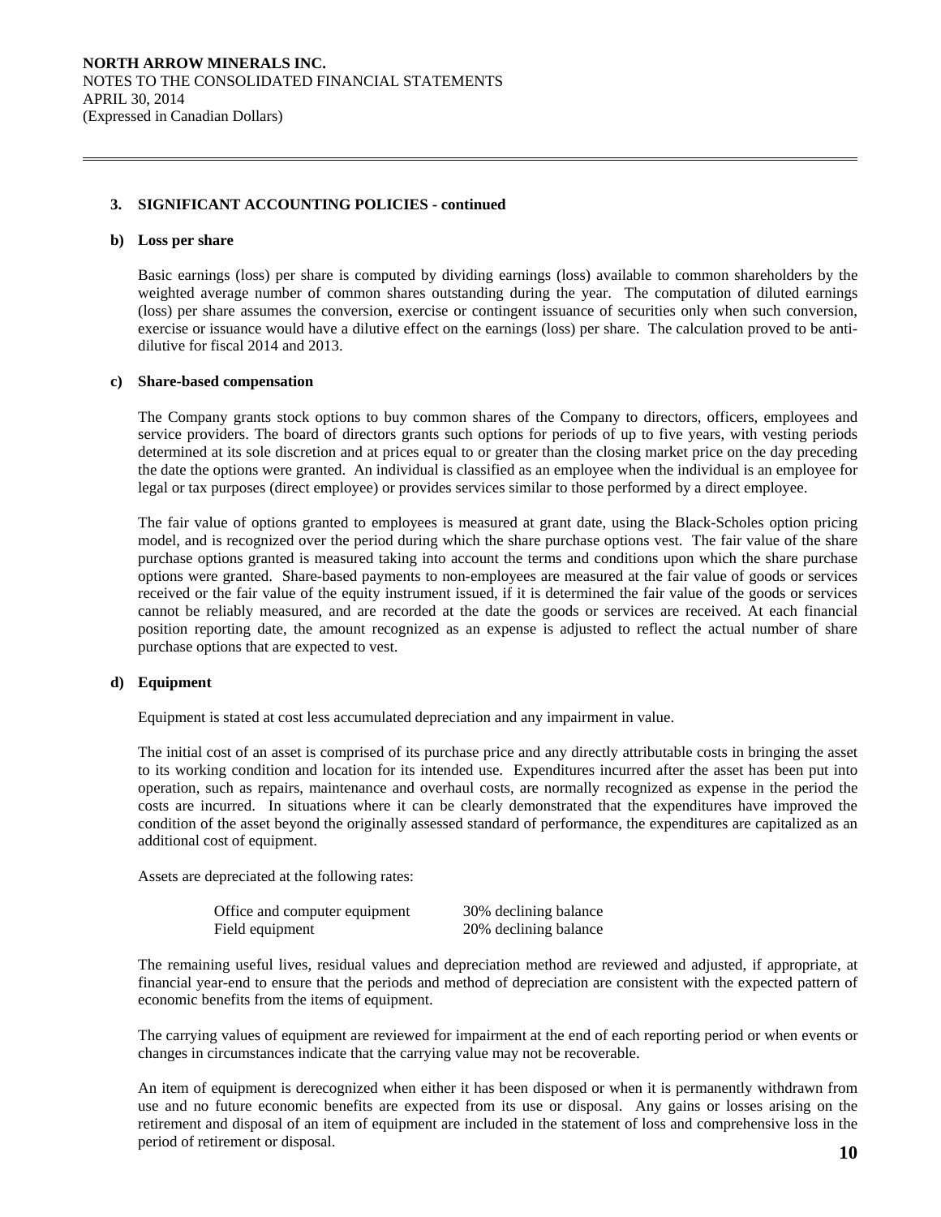### 3. SIGNIFICANT ACCOUNTING POLICIES - continued

**b) Loss per share**

Basic earnings (loss) per share is computed by dividing earnings (loss) available to common shareholders by the weighted average number of common shares outstanding during the year. The computation of diluted earnings (loss) per share assumes the conversion, exercise or contingent issuance of securities only when such conversion, exercise or issuance would have a dilutive effect on the earnings (loss) per share. The calculation proved to be anti-dilutive for fiscal 2014 and 2013.

**c) Share-based compensation**

The Company grants stock options to buy common shares of the Company to directors, officers, employees and service providers. The board of directors grants such options for periods of up to five years, with vesting periods determined at its sole discretion and at prices equal to or greater than the closing market price on the day preceding the date the options were granted. An individual is classified as an employee when the individual is an employee for legal or tax purposes (direct employee) or provides services similar to those performed by a direct employee.

The fair value of options granted to employees is measured at grant date, using the Black-Scholes option pricing model, and is recognized over the period during which the share purchase options vest. The fair value of the share purchase options granted is measured taking into account the terms and conditions upon which the share purchase options were granted. Share-based payments to non-employees are measured at the fair value of goods or services received or the fair value of the equity instrument issued, if it is determined the fair value of the goods or services cannot be reliably measured, and are recorded at the date the goods or services are received. At each financial position reporting date, the amount recognized as an expense is adjusted to reflect the actual number of share purchase options that are expected to vest.

**d) Equipment**

Equipment is stated at cost less accumulated depreciation and any impairment in value.

The initial cost of an asset is comprised of its purchase price and any directly attributable costs in bringing the asset to its working condition and location for its intended use. Expenditures incurred after the asset has been put into operation, such as repairs, maintenance and overhaul costs, are normally recognized as expense in the period the costs are incurred. In situations where it can be clearly demonstrated that the expenditures have improved the condition of the asset beyond the originally assessed standard of performance, the expenditures are capitalized as an additional cost of equipment.

Assets are depreciated at the following rates:

| | |
|---|---|
| Office and computer equipment | 30% declining balance |
| Field equipment | 20% declining balance |

The remaining useful lives, residual values and depreciation method are reviewed and adjusted, if appropriate, at financial year-end to ensure that the periods and method of depreciation are consistent with the expected pattern of economic benefits from the items of equipment.

The carrying values of equipment are reviewed for impairment at the end of each reporting period or when events or changes in circumstances indicate that the carrying value may not be recoverable.

An item of equipment is derecognized when either it has been disposed or when it is permanently withdrawn from use and no future economic benefits are expected from its use or disposal. Any gains or losses arising on the retirement and disposal of an item of equipment are included in the statement of loss and comprehensive loss in the period of retirement or disposal.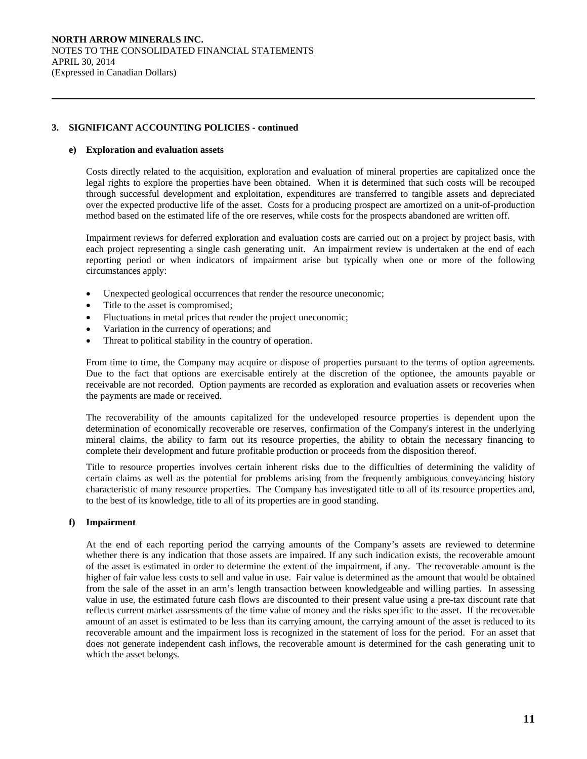### 3. SIGNIFICANT ACCOUNTING POLICIES - continued

#### e) Exploration and evaluation assets

Costs directly related to the acquisition, exploration and evaluation of mineral properties are capitalized once the legal rights to explore the properties have been obtained. When it is determined that such costs will be recouped through successful development and exploitation, expenditures are transferred to tangible assets and depreciated over the expected productive life of the asset. Costs for a producing prospect are amortized on a unit-of-production method based on the estimated life of the ore reserves, while costs for the prospects abandoned are written off.

Impairment reviews for deferred exploration and evaluation costs are carried out on a project by project basis, with each project representing a single cash generating unit. An impairment review is undertaken at the end of each reporting period or when indicators of impairment arise but typically when one or more of the following circumstances apply:

- Unexpected geological occurrences that render the resource uneconomic;
- Title to the asset is compromised;
- Fluctuations in metal prices that render the project uneconomic;
- Variation in the currency of operations; and
- Threat to political stability in the country of operation.

From time to time, the Company may acquire or dispose of properties pursuant to the terms of option agreements. Due to the fact that options are exercisable entirely at the discretion of the optionee, the amounts payable or receivable are not recorded. Option payments are recorded as exploration and evaluation assets or recoveries when the payments are made or received.

The recoverability of the amounts capitalized for the undeveloped resource properties is dependent upon the determination of economically recoverable ore reserves, confirmation of the Company's interest in the underlying mineral claims, the ability to farm out its resource properties, the ability to obtain the necessary financing to complete their development and future profitable production or proceeds from the disposition thereof.

Title to resource properties involves certain inherent risks due to the difficulties of determining the validity of certain claims as well as the potential for problems arising from the frequently ambiguous conveyancing history characteristic of many resource properties. The Company has investigated title to all of its resource properties and, to the best of its knowledge, title to all of its properties are in good standing.

#### f) Impairment

At the end of each reporting period the carrying amounts of the Company's assets are reviewed to determine whether there is any indication that those assets are impaired. If any such indication exists, the recoverable amount of the asset is estimated in order to determine the extent of the impairment, if any. The recoverable amount is the higher of fair value less costs to sell and value in use. Fair value is determined as the amount that would be obtained from the sale of the asset in an arm's length transaction between knowledgeable and willing parties. In assessing value in use, the estimated future cash flows are discounted to their present value using a pre-tax discount rate that reflects current market assessments of the time value of money and the risks specific to the asset. If the recoverable amount of an asset is estimated to be less than its carrying amount, the carrying amount of the asset is reduced to its recoverable amount and the impairment loss is recognized in the statement of loss for the period. For an asset that does not generate independent cash inflows, the recoverable amount is determined for the cash generating unit to which the asset belongs.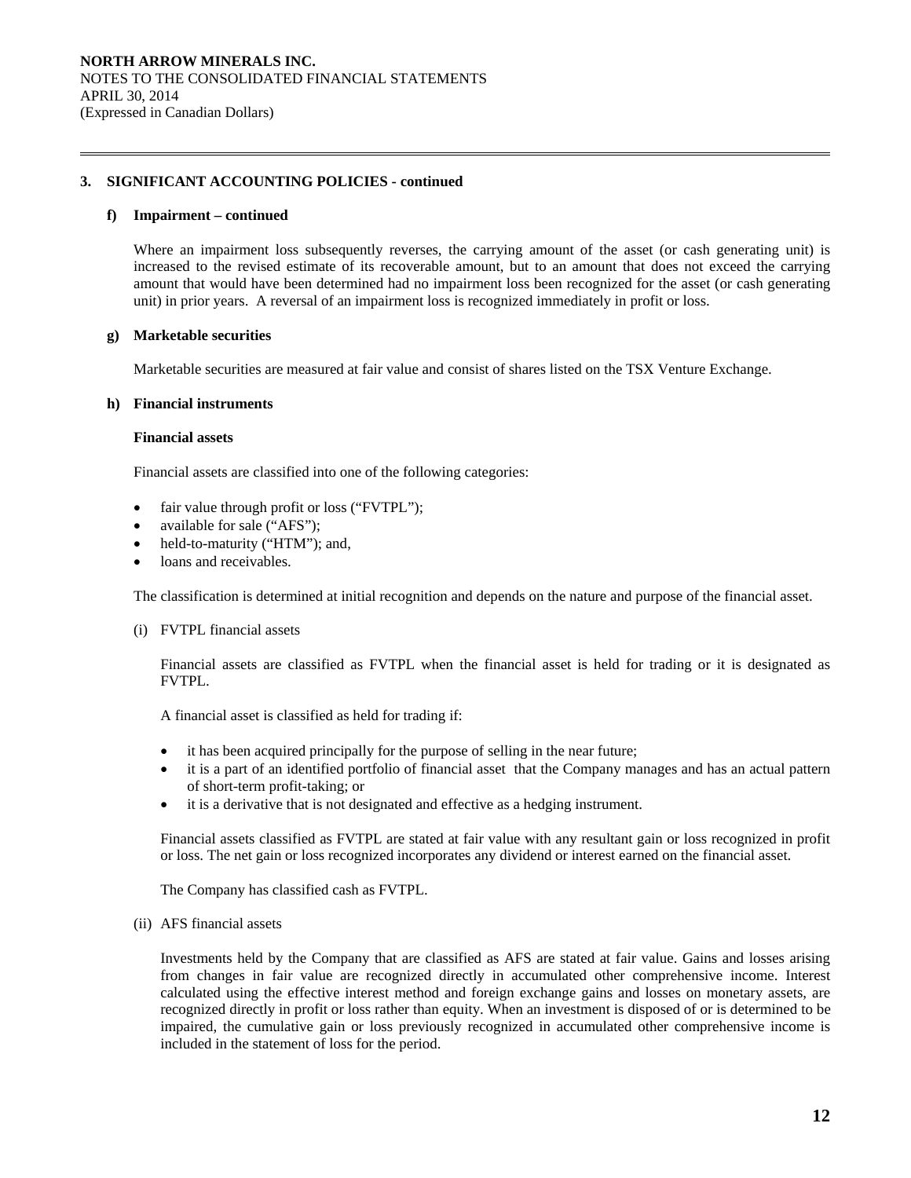## 3. SIGNIFICANT ACCOUNTING POLICIES - continued

### f) Impairment – continued

Where an impairment loss subsequently reverses, the carrying amount of the asset (or cash generating unit) is increased to the revised estimate of its recoverable amount, but to an amount that does not exceed the carrying amount that would have been determined had no impairment loss been recognized for the asset (or cash generating unit) in prior years. A reversal of an impairment loss is recognized immediately in profit or loss.

### g) Marketable securities

Marketable securities are measured at fair value and consist of shares listed on the TSX Venture Exchange.

### h) Financial instruments

**Financial assets**

Financial assets are classified into one of the following categories:

- fair value through profit or loss ("FVTPL");
- available for sale ("AFS");
- held-to-maturity ("HTM"); and,
- loans and receivables.

The classification is determined at initial recognition and depends on the nature and purpose of the financial asset.

(i) FVTPL financial assets

Financial assets are classified as FVTPL when the financial asset is held for trading or it is designated as FVTPL.

A financial asset is classified as held for trading if:

- it has been acquired principally for the purpose of selling in the near future;
- it is a part of an identified portfolio of financial asset that the Company manages and has an actual pattern of short-term profit-taking; or
- it is a derivative that is not designated and effective as a hedging instrument.

Financial assets classified as FVTPL are stated at fair value with any resultant gain or loss recognized in profit or loss. The net gain or loss recognized incorporates any dividend or interest earned on the financial asset.

The Company has classified cash as FVTPL.

(ii) AFS financial assets

Investments held by the Company that are classified as AFS are stated at fair value. Gains and losses arising from changes in fair value are recognized directly in accumulated other comprehensive income. Interest calculated using the effective interest method and foreign exchange gains and losses on monetary assets, are recognized directly in profit or loss rather than equity. When an investment is disposed of or is determined to be impaired, the cumulative gain or loss previously recognized in accumulated other comprehensive income is included in the statement of loss for the period.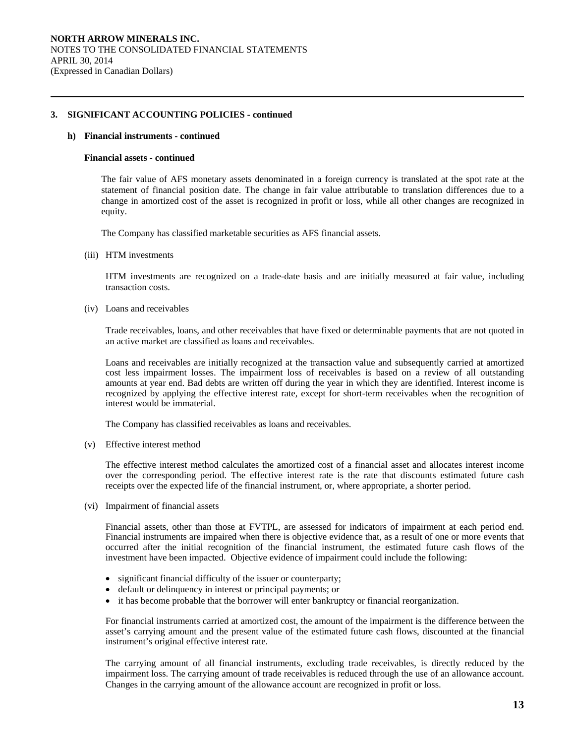## 3. SIGNIFICANT ACCOUNTING POLICIES - continued

### h) Financial instruments - continued

**Financial assets - continued**

The fair value of AFS monetary assets denominated in a foreign currency is translated at the spot rate at the statement of financial position date. The change in fair value attributable to translation differences due to a change in amortized cost of the asset is recognized in profit or loss, while all other changes are recognized in equity.

The Company has classified marketable securities as AFS financial assets.

(iii) HTM investments

HTM investments are recognized on a trade-date basis and are initially measured at fair value, including transaction costs.

(iv) Loans and receivables

Trade receivables, loans, and other receivables that have fixed or determinable payments that are not quoted in an active market are classified as loans and receivables.

Loans and receivables are initially recognized at the transaction value and subsequently carried at amortized cost less impairment losses. The impairment loss of receivables is based on a review of all outstanding amounts at year end. Bad debts are written off during the year in which they are identified. Interest income is recognized by applying the effective interest rate, except for short-term receivables when the recognition of interest would be immaterial.

The Company has classified receivables as loans and receivables.

(v) Effective interest method

The effective interest method calculates the amortized cost of a financial asset and allocates interest income over the corresponding period. The effective interest rate is the rate that discounts estimated future cash receipts over the expected life of the financial instrument, or, where appropriate, a shorter period.

(vi) Impairment of financial assets

Financial assets, other than those at FVTPL, are assessed for indicators of impairment at each period end. Financial instruments are impaired when there is objective evidence that, as a result of one or more events that occurred after the initial recognition of the financial instrument, the estimated future cash flows of the investment have been impacted. Objective evidence of impairment could include the following:

- significant financial difficulty of the issuer or counterparty;
- default or delinquency in interest or principal payments; or
- it has become probable that the borrower will enter bankruptcy or financial reorganization.

For financial instruments carried at amortized cost, the amount of the impairment is the difference between the asset's carrying amount and the present value of the estimated future cash flows, discounted at the financial instrument's original effective interest rate.

The carrying amount of all financial instruments, excluding trade receivables, is directly reduced by the impairment loss. The carrying amount of trade receivables is reduced through the use of an allowance account. Changes in the carrying amount of the allowance account are recognized in profit or loss.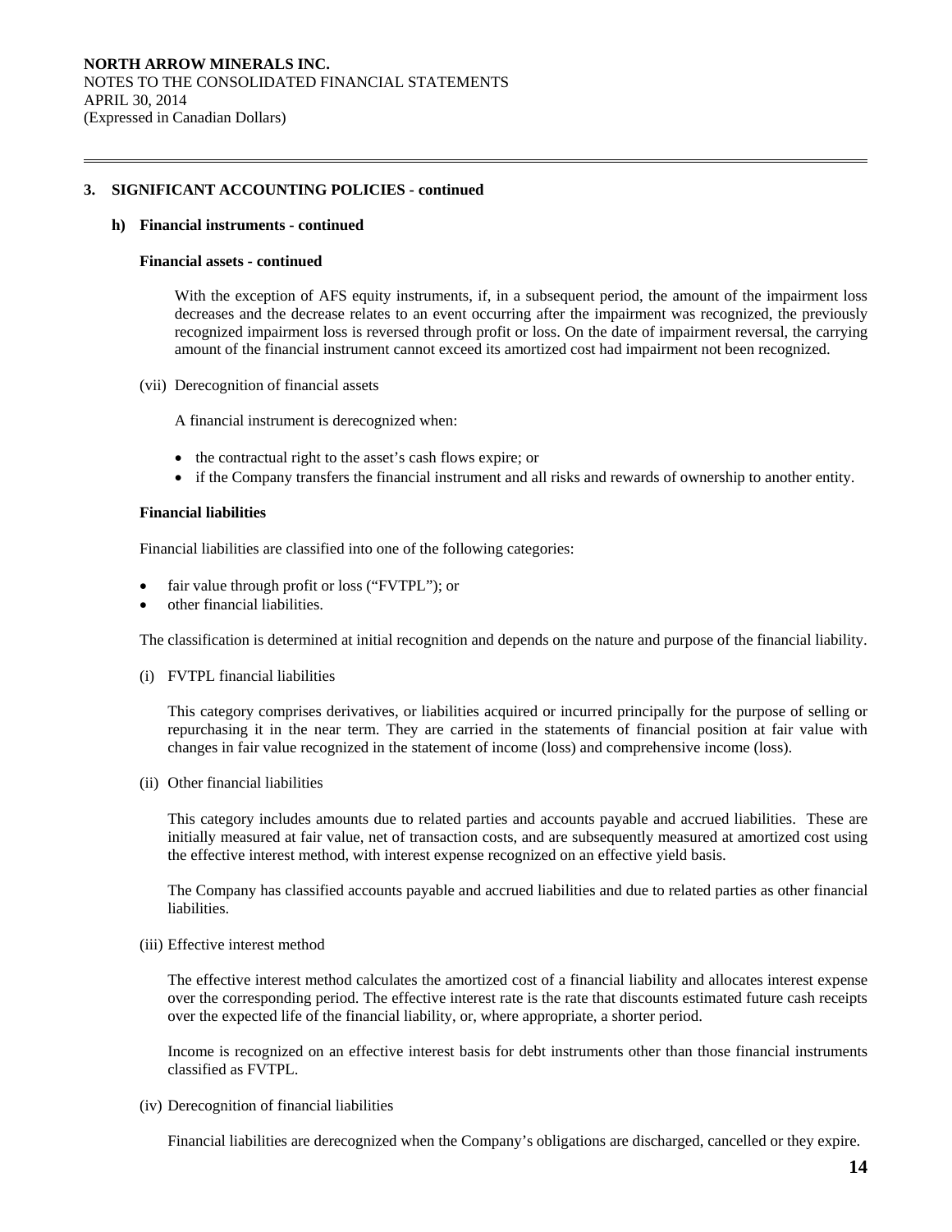## 3. SIGNIFICANT ACCOUNTING POLICIES - continued

### h) Financial instruments - continued

**Financial assets - continued**

With the exception of AFS equity instruments, if, in a subsequent period, the amount of the impairment loss decreases and the decrease relates to an event occurring after the impairment was recognized, the previously recognized impairment loss is reversed through profit or loss. On the date of impairment reversal, the carrying amount of the financial instrument cannot exceed its amortized cost had impairment not been recognized.

(vii) Derecognition of financial assets

A financial instrument is derecognized when:

- the contractual right to the asset's cash flows expire; or
- if the Company transfers the financial instrument and all risks and rewards of ownership to another entity.

**Financial liabilities**

Financial liabilities are classified into one of the following categories:

- fair value through profit or loss ("FVTPL"); or
- other financial liabilities.

The classification is determined at initial recognition and depends on the nature and purpose of the financial liability.

(i) FVTPL financial liabilities

This category comprises derivatives, or liabilities acquired or incurred principally for the purpose of selling or repurchasing it in the near term. They are carried in the statements of financial position at fair value with changes in fair value recognized in the statement of income (loss) and comprehensive income (loss).

(ii) Other financial liabilities

This category includes amounts due to related parties and accounts payable and accrued liabilities. These are initially measured at fair value, net of transaction costs, and are subsequently measured at amortized cost using the effective interest method, with interest expense recognized on an effective yield basis.

The Company has classified accounts payable and accrued liabilities and due to related parties as other financial liabilities.

(iii) Effective interest method

The effective interest method calculates the amortized cost of a financial liability and allocates interest expense over the corresponding period. The effective interest rate is the rate that discounts estimated future cash receipts over the expected life of the financial liability, or, where appropriate, a shorter period.

Income is recognized on an effective interest basis for debt instruments other than those financial instruments classified as FVTPL.

(iv) Derecognition of financial liabilities

Financial liabilities are derecognized when the Company's obligations are discharged, cancelled or they expire.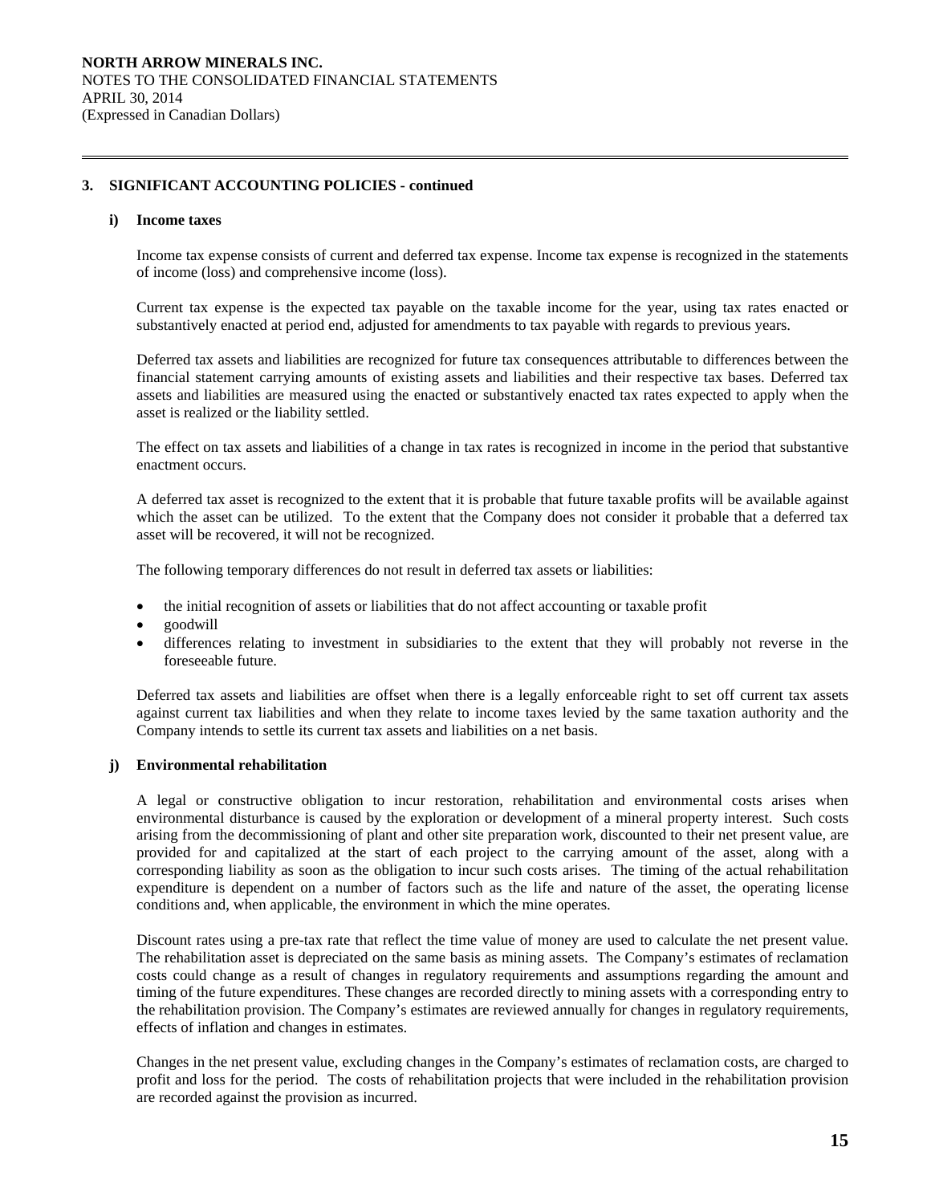## 3. SIGNIFICANT ACCOUNTING POLICIES - continued

### i) Income taxes

Income tax expense consists of current and deferred tax expense. Income tax expense is recognized in the statements of income (loss) and comprehensive income (loss).

Current tax expense is the expected tax payable on the taxable income for the year, using tax rates enacted or substantively enacted at period end, adjusted for amendments to tax payable with regards to previous years.

Deferred tax assets and liabilities are recognized for future tax consequences attributable to differences between the financial statement carrying amounts of existing assets and liabilities and their respective tax bases. Deferred tax assets and liabilities are measured using the enacted or substantively enacted tax rates expected to apply when the asset is realized or the liability settled.

The effect on tax assets and liabilities of a change in tax rates is recognized in income in the period that substantive enactment occurs.

A deferred tax asset is recognized to the extent that it is probable that future taxable profits will be available against which the asset can be utilized. To the extent that the Company does not consider it probable that a deferred tax asset will be recovered, it will not be recognized.

The following temporary differences do not result in deferred tax assets or liabilities:

- the initial recognition of assets or liabilities that do not affect accounting or taxable profit
- goodwill
- differences relating to investment in subsidiaries to the extent that they will probably not reverse in the foreseeable future.

Deferred tax assets and liabilities are offset when there is a legally enforceable right to set off current tax assets against current tax liabilities and when they relate to income taxes levied by the same taxation authority and the Company intends to settle its current tax assets and liabilities on a net basis.

### j) Environmental rehabilitation

A legal or constructive obligation to incur restoration, rehabilitation and environmental costs arises when environmental disturbance is caused by the exploration or development of a mineral property interest. Such costs arising from the decommissioning of plant and other site preparation work, discounted to their net present value, are provided for and capitalized at the start of each project to the carrying amount of the asset, along with a corresponding liability as soon as the obligation to incur such costs arises. The timing of the actual rehabilitation expenditure is dependent on a number of factors such as the life and nature of the asset, the operating license conditions and, when applicable, the environment in which the mine operates.

Discount rates using a pre-tax rate that reflect the time value of money are used to calculate the net present value. The rehabilitation asset is depreciated on the same basis as mining assets. The Company's estimates of reclamation costs could change as a result of changes in regulatory requirements and assumptions regarding the amount and timing of the future expenditures. These changes are recorded directly to mining assets with a corresponding entry to the rehabilitation provision. The Company's estimates are reviewed annually for changes in regulatory requirements, effects of inflation and changes in estimates.

Changes in the net present value, excluding changes in the Company's estimates of reclamation costs, are charged to profit and loss for the period. The costs of rehabilitation projects that were included in the rehabilitation provision are recorded against the provision as incurred.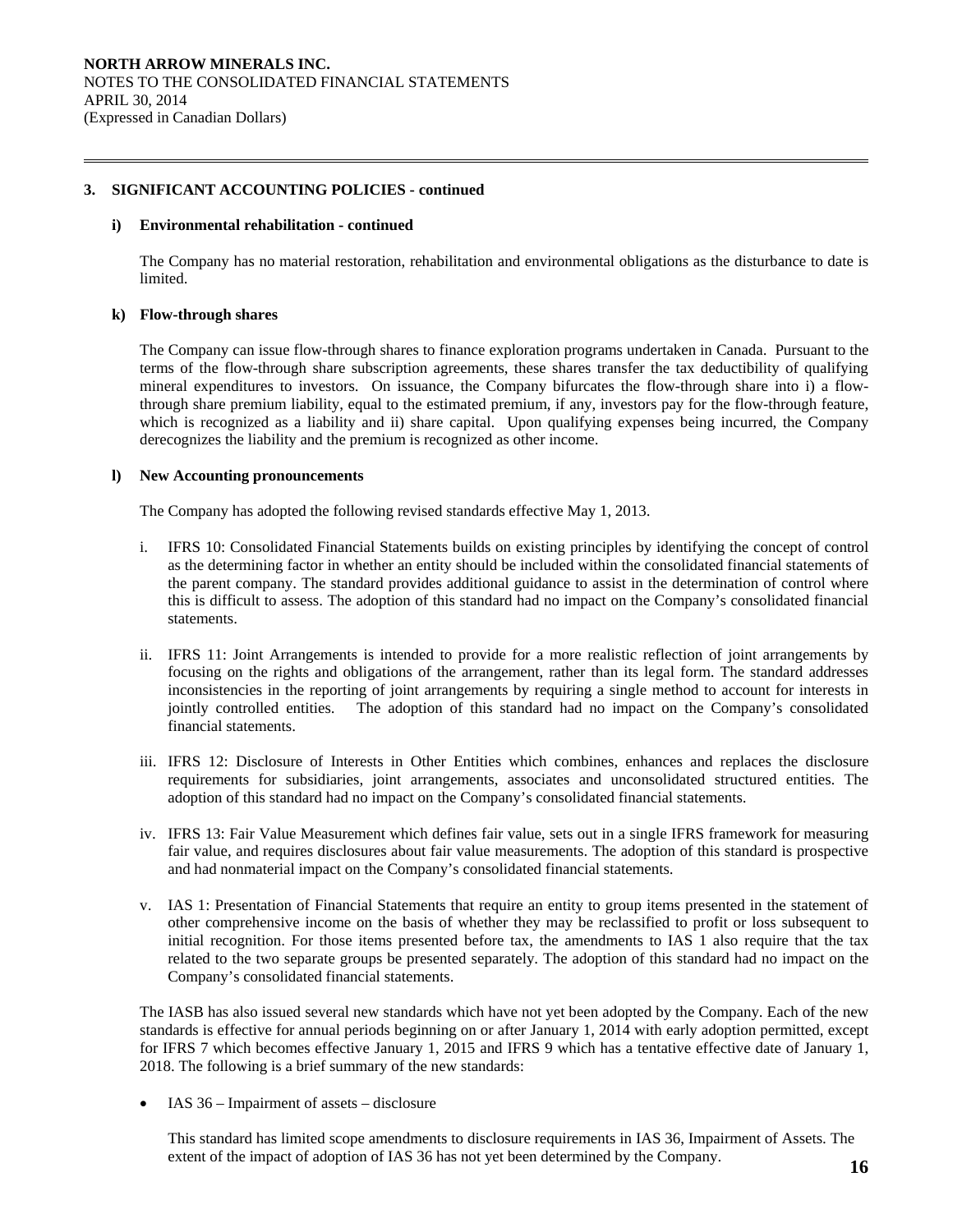### 3. SIGNIFICANT ACCOUNTING POLICIES - continued

#### i) Environmental rehabilitation - continued

The Company has no material restoration, rehabilitation and environmental obligations as the disturbance to date is limited.

#### k) Flow-through shares

The Company can issue flow-through shares to finance exploration programs undertaken in Canada. Pursuant to the terms of the flow-through share subscription agreements, these shares transfer the tax deductibility of qualifying mineral expenditures to investors. On issuance, the Company bifurcates the flow-through share into i) a flow-through share premium liability, equal to the estimated premium, if any, investors pay for the flow-through feature, which is recognized as a liability and ii) share capital. Upon qualifying expenses being incurred, the Company derecognizes the liability and the premium is recognized as other income.

#### l) New Accounting pronouncements

The Company has adopted the following revised standards effective May 1, 2013.

i. IFRS 10: Consolidated Financial Statements builds on existing principles by identifying the concept of control as the determining factor in whether an entity should be included within the consolidated financial statements of the parent company. The standard provides additional guidance to assist in the determination of control where this is difficult to assess. The adoption of this standard had no impact on the Company's consolidated financial statements.

ii. IFRS 11: Joint Arrangements is intended to provide for a more realistic reflection of joint arrangements by focusing on the rights and obligations of the arrangement, rather than its legal form. The standard addresses inconsistencies in the reporting of joint arrangements by requiring a single method to account for interests in jointly controlled entities. The adoption of this standard had no impact on the Company's consolidated financial statements.

iii. IFRS 12: Disclosure of Interests in Other Entities which combines, enhances and replaces the disclosure requirements for subsidiaries, joint arrangements, associates and unconsolidated structured entities. The adoption of this standard had no impact on the Company's consolidated financial statements.

iv. IFRS 13: Fair Value Measurement which defines fair value, sets out in a single IFRS framework for measuring fair value, and requires disclosures about fair value measurements. The adoption of this standard is prospective and had nonmaterial impact on the Company's consolidated financial statements.

v. IAS 1: Presentation of Financial Statements that require an entity to group items presented in the statement of other comprehensive income on the basis of whether they may be reclassified to profit or loss subsequent to initial recognition. For those items presented before tax, the amendments to IAS 1 also require that the tax related to the two separate groups be presented separately. The adoption of this standard had no impact on the Company's consolidated financial statements.

The IASB has also issued several new standards which have not yet been adopted by the Company. Each of the new standards is effective for annual periods beginning on or after January 1, 2014 with early adoption permitted, except for IFRS 7 which becomes effective January 1, 2015 and IFRS 9 which has a tentative effective date of January 1, 2018. The following is a brief summary of the new standards:

- IAS 36 – Impairment of assets – disclosure

  This standard has limited scope amendments to disclosure requirements in IAS 36, Impairment of Assets. The extent of the impact of adoption of IAS 36 has not yet been determined by the Company.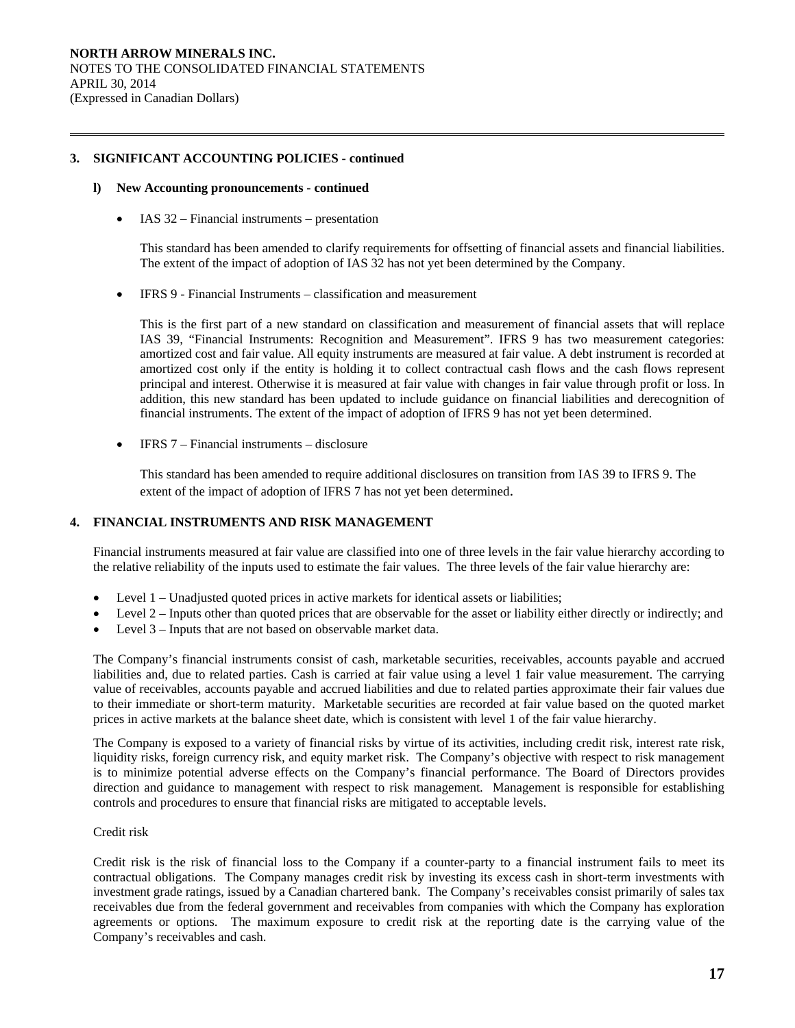## 3. SIGNIFICANT ACCOUNTING POLICIES - continued

### l) New Accounting pronouncements - continued

- IAS 32 – Financial instruments – presentation

  This standard has been amended to clarify requirements for offsetting of financial assets and financial liabilities. The extent of the impact of adoption of IAS 32 has not yet been determined by the Company.

- IFRS 9 - Financial Instruments – classification and measurement

  This is the first part of a new standard on classification and measurement of financial assets that will replace IAS 39, "Financial Instruments: Recognition and Measurement". IFRS 9 has two measurement categories: amortized cost and fair value. All equity instruments are measured at fair value. A debt instrument is recorded at amortized cost only if the entity is holding it to collect contractual cash flows and the cash flows represent principal and interest. Otherwise it is measured at fair value with changes in fair value through profit or loss. In addition, this new standard has been updated to include guidance on financial liabilities and derecognition of financial instruments. The extent of the impact of adoption of IFRS 9 has not yet been determined.

- IFRS 7 – Financial instruments – disclosure

  This standard has been amended to require additional disclosures on transition from IAS 39 to IFRS 9. The extent of the impact of adoption of IFRS 7 has not yet been determined.

## 4. FINANCIAL INSTRUMENTS AND RISK MANAGEMENT

Financial instruments measured at fair value are classified into one of three levels in the fair value hierarchy according to the relative reliability of the inputs used to estimate the fair values. The three levels of the fair value hierarchy are:

- Level 1 – Unadjusted quoted prices in active markets for identical assets or liabilities;
- Level 2 – Inputs other than quoted prices that are observable for the asset or liability either directly or indirectly; and
- Level 3 – Inputs that are not based on observable market data.

The Company's financial instruments consist of cash, marketable securities, receivables, accounts payable and accrued liabilities and, due to related parties. Cash is carried at fair value using a level 1 fair value measurement. The carrying value of receivables, accounts payable and accrued liabilities and due to related parties approximate their fair values due to their immediate or short-term maturity. Marketable securities are recorded at fair value based on the quoted market prices in active markets at the balance sheet date, which is consistent with level 1 of the fair value hierarchy.

The Company is exposed to a variety of financial risks by virtue of its activities, including credit risk, interest rate risk, liquidity risks, foreign currency risk, and equity market risk. The Company's objective with respect to risk management is to minimize potential adverse effects on the Company's financial performance. The Board of Directors provides direction and guidance to management with respect to risk management. Management is responsible for establishing controls and procedures to ensure that financial risks are mitigated to acceptable levels.

Credit risk

Credit risk is the risk of financial loss to the Company if a counter-party to a financial instrument fails to meet its contractual obligations. The Company manages credit risk by investing its excess cash in short-term investments with investment grade ratings, issued by a Canadian chartered bank. The Company's receivables consist primarily of sales tax receivables due from the federal government and receivables from companies with which the Company has exploration agreements or options. The maximum exposure to credit risk at the reporting date is the carrying value of the Company's receivables and cash.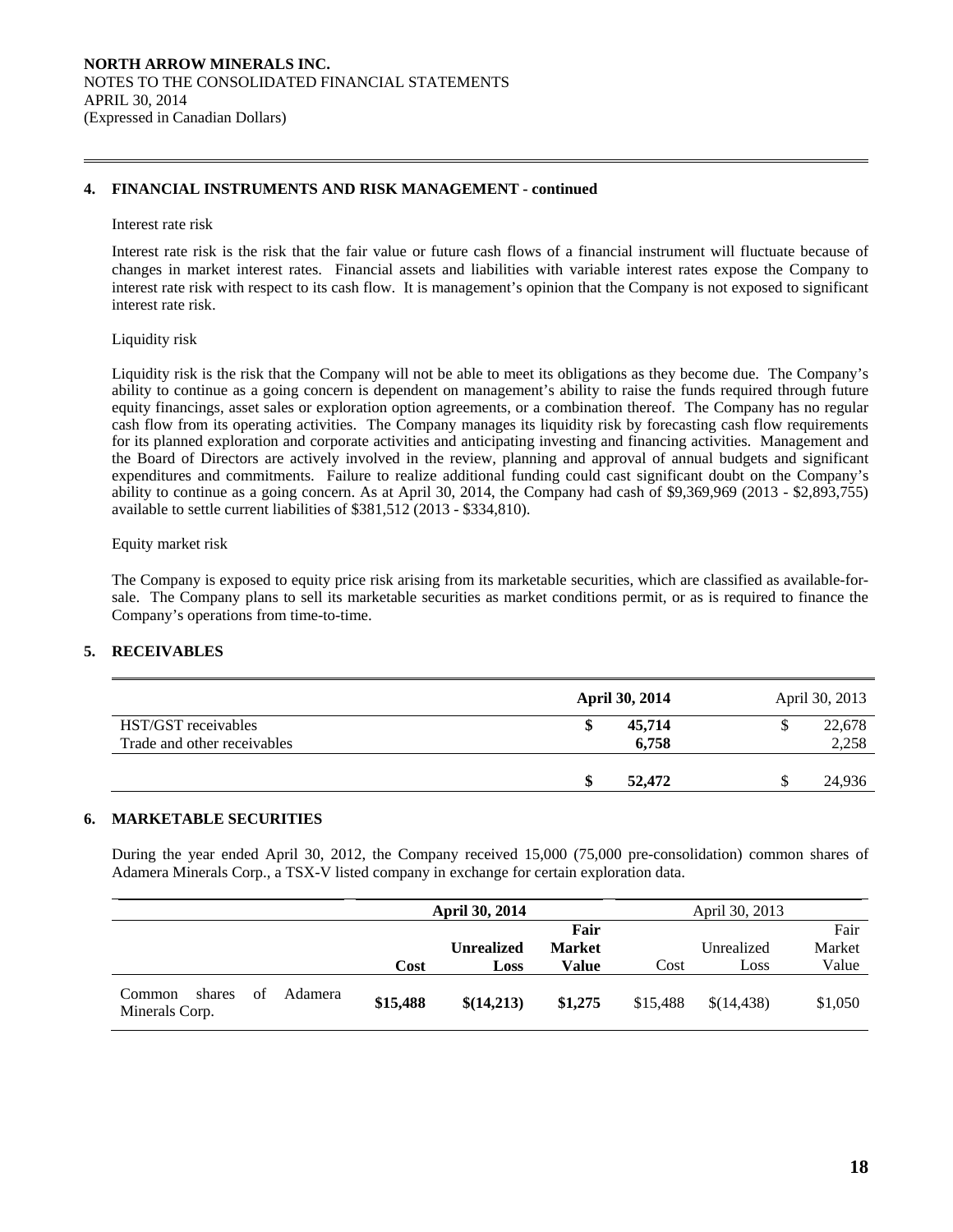## 4. FINANCIAL INSTRUMENTS AND RISK MANAGEMENT - continued

Interest rate risk

Interest rate risk is the risk that the fair value or future cash flows of a financial instrument will fluctuate because of changes in market interest rates. Financial assets and liabilities with variable interest rates expose the Company to interest rate risk with respect to its cash flow. It is management's opinion that the Company is not exposed to significant interest rate risk.

Liquidity risk

Liquidity risk is the risk that the Company will not be able to meet its obligations as they become due. The Company's ability to continue as a going concern is dependent on management's ability to raise the funds required through future equity financings, asset sales or exploration option agreements, or a combination thereof. The Company has no regular cash flow from its operating activities. The Company manages its liquidity risk by forecasting cash flow requirements for its planned exploration and corporate activities and anticipating investing and financing activities. Management and the Board of Directors are actively involved in the review, planning and approval of annual budgets and significant expenditures and commitments. Failure to realize additional funding could cast significant doubt on the Company's ability to continue as a going concern. As at April 30, 2014, the Company had cash of $9,369,969 (2013 - $2,893,755) available to settle current liabilities of $381,512 (2013 - $334,810).

Equity market risk

The Company is exposed to equity price risk arising from its marketable securities, which are classified as available-for-sale. The Company plans to sell its marketable securities as market conditions permit, or as is required to finance the Company's operations from time-to-time.

## 5. RECEIVABLES

| | **April 30, 2014** | April 30, 2013 |
|---|---|---|
| HST/GST receivables | **$ 45,714** | $ 22,678 |
| Trade and other receivables | **6,758** | 2,258 |
| | **$ 52,472** | $ 24,936 |

## 6. MARKETABLE SECURITIES

During the year ended April 30, 2012, the Company received 15,000 (75,000 pre-consolidation) common shares of Adamera Minerals Corp., a TSX-V listed company in exchange for certain exploration data.

| | **April 30, 2014** | | | April 30, 2013 | | |
|---|---|---|---|---|---|---|
| | **Cost** | **Unrealized Loss** | **Fair Market Value** | Cost | Unrealized Loss | Fair Market Value |
| Common shares of Adamera Minerals Corp. | **$15,488** | **$(14,213)** | **$1,275** | $15,488 | $(14,438) | $1,050 |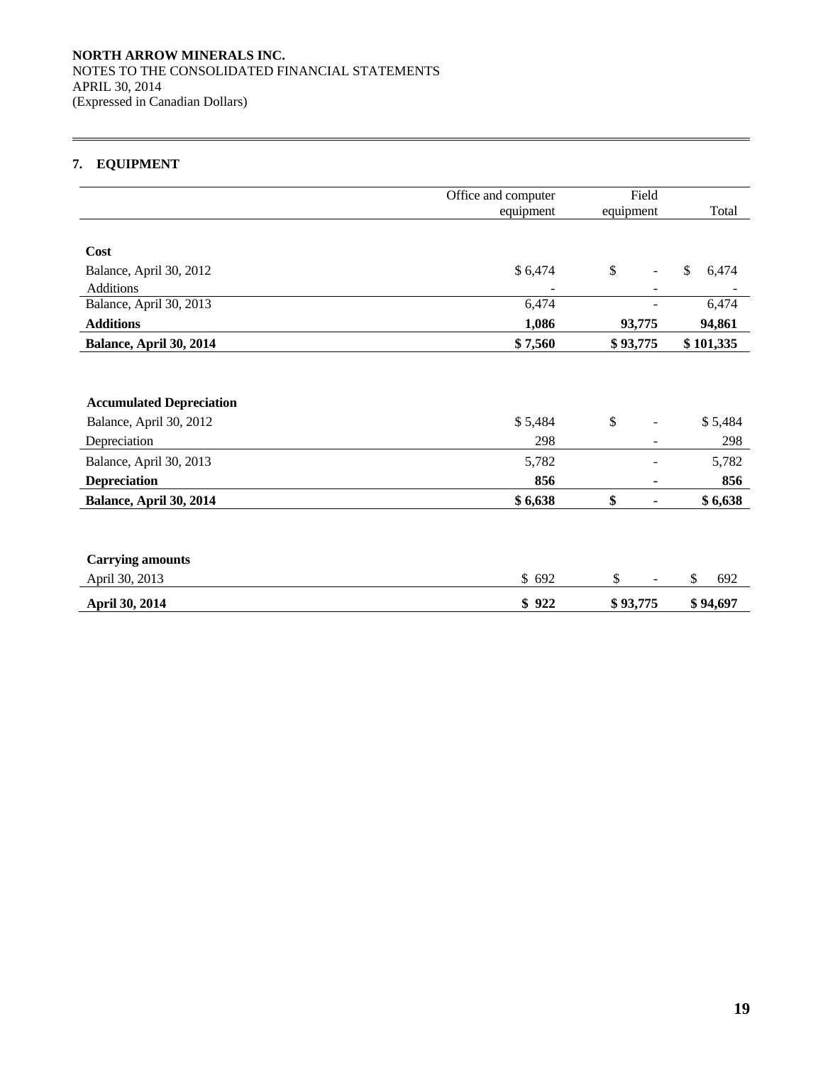## 7. EQUIPMENT

| | Office and computer equipment | Field equipment | Total |
|---|---|---|---|
| **Cost** | | | |
| Balance, April 30, 2012 | $ 6,474 | $ - | $ 6,474 |
| Additions | - | - | - |
| Balance, April 30, 2013 | 6,474 | - | 6,474 |
| **Additions** | **1,086** | **93,775** | **94,861** |
| **Balance, April 30, 2014** | **$ 7,560** | **$ 93,775** | **$ 101,335** |
| | | | |
| **Accumulated Depreciation** | | | |
| Balance, April 30, 2012 | $ 5,484 | $ - | $ 5,484 |
| Depreciation | 298 | - | 298 |
| Balance, April 30, 2013 | 5,782 | - | 5,782 |
| **Depreciation** | **856** | **-** | **856** |
| **Balance, April 30, 2014** | **$ 6,638** | **$ -** | **$ 6,638** |
| | | | |
| **Carrying amounts** | | | |
| April 30, 2013 | $ 692 | $ - | $ 692 |
| **April 30, 2014** | **$ 922** | **$ 93,775** | **$ 94,697** |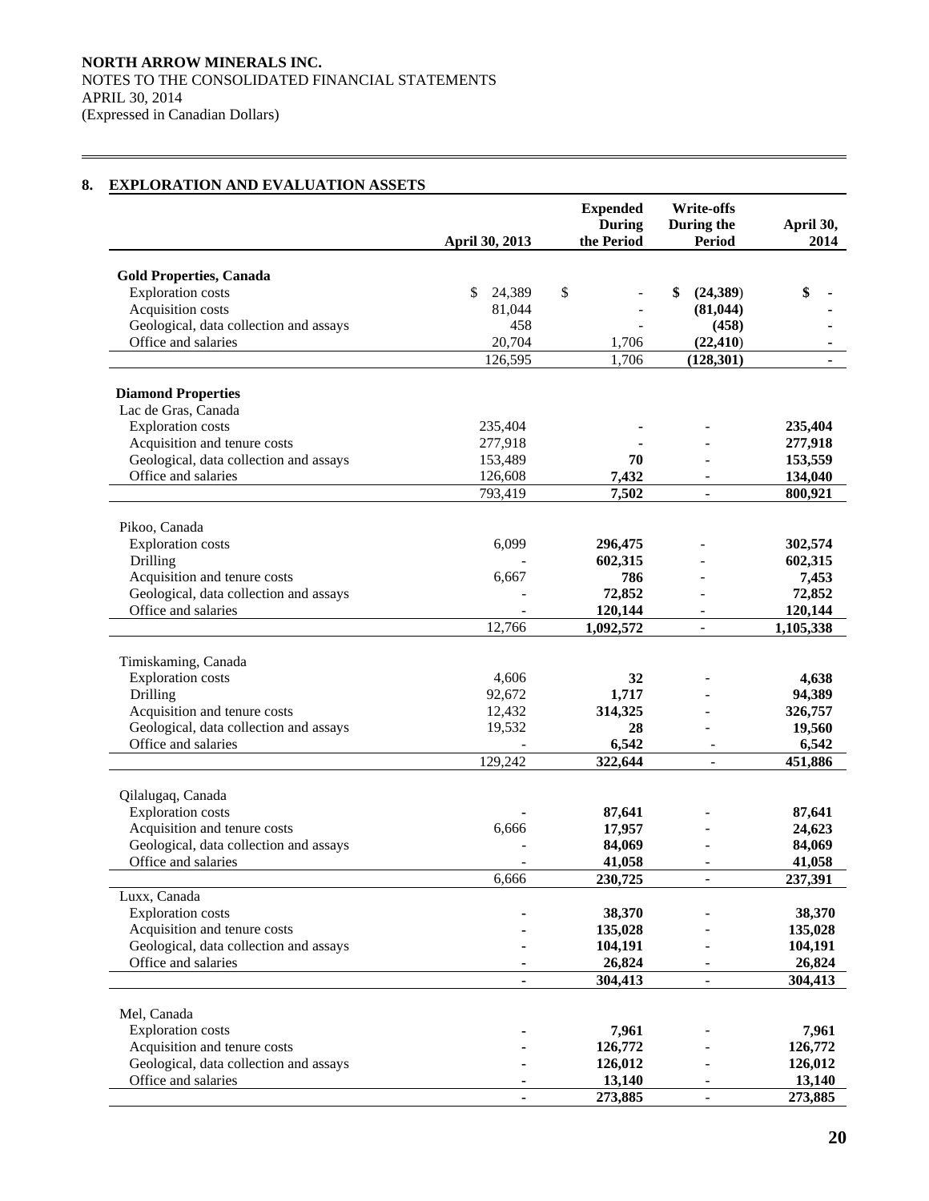NORTH ARROW MINERALS INC.
NOTES TO THE CONSOLIDATED FINANCIAL STATEMENTS
APRIL 30, 2014
(Expressed in Canadian Dollars)

## 8. EXPLORATION AND EVALUATION ASSETS

| | April 30, 2013 | Expended During the Period | Write-offs During the Period | April 30, 2014 |
|---|---|---|---|---|
| **Gold Properties, Canada** | | | | |
| Exploration costs | $ 24,389 | $ - | **$ (24,389)** | **$ -** |
| Acquisition costs | 81,044 | - | **(81,044)** | **-** |
| Geological, data collection and assays | 458 | - | **(458)** | **-** |
| Office and salaries | 20,704 | 1,706 | **(22,410)** | **-** |
| | 126,595 | 1,706 | **(128,301)** | **-** |
| **Diamond Properties** | | | | |
| Lac de Gras, Canada | | | | |
| Exploration costs | 235,404 | **-** | - | **235,404** |
| Acquisition and tenure costs | 277,918 | **-** | - | **277,918** |
| Geological, data collection and assays | 153,489 | **70** | - | **153,559** |
| Office and salaries | 126,608 | **7,432** | - | **134,040** |
| | 793,419 | **7,502** | **-** | **800,921** |
| Pikoo, Canada | | | | |
| Exploration costs | 6,099 | **296,475** | - | **302,574** |
| Drilling | - | **602,315** | - | **602,315** |
| Acquisition and tenure costs | 6,667 | **786** | - | **7,453** |
| Geological, data collection and assays | - | **72,852** | - | **72,852** |
| Office and salaries | - | **120,144** | - | **120,144** |
| | 12,766 | **1,092,572** | **-** | **1,105,338** |
| Timiskaming, Canada | | | | |
| Exploration costs | 4,606 | **32** | - | **4,638** |
| Drilling | 92,672 | **1,717** | - | **94,389** |
| Acquisition and tenure costs | 12,432 | **314,325** | - | **326,757** |
| Geological, data collection and assays | 19,532 | **28** | - | **19,560** |
| Office and salaries | - | **6,542** | - | **6,542** |
| | 129,242 | **322,644** | **-** | **451,886** |
| Qilalugaq, Canada | | | | |
| Exploration costs | - | **87,641** | - | **87,641** |
| Acquisition and tenure costs | 6,666 | **17,957** | - | **24,623** |
| Geological, data collection and assays | - | **84,069** | - | **84,069** |
| Office and salaries | - | **41,058** | - | **41,058** |
| | 6,666 | **230,725** | **-** | **237,391** |
| Luxx, Canada | | | | |
| Exploration costs | **-** | **38,370** | - | **38,370** |
| Acquisition and tenure costs | **-** | **135,028** | - | **135,028** |
| Geological, data collection and assays | **-** | **104,191** | - | **104,191** |
| Office and salaries | **-** | **26,824** | - | **26,824** |
| | **-** | **304,413** | **-** | **304,413** |
| Mel, Canada | | | | |
| Exploration costs | **-** | **7,961** | - | **7,961** |
| Acquisition and tenure costs | **-** | **126,772** | - | **126,772** |
| Geological, data collection and assays | **-** | **126,012** | - | **126,012** |
| Office and salaries | **-** | **13,140** | - | **13,140** |
| | **-** | **273,885** | **-** | **273,885** |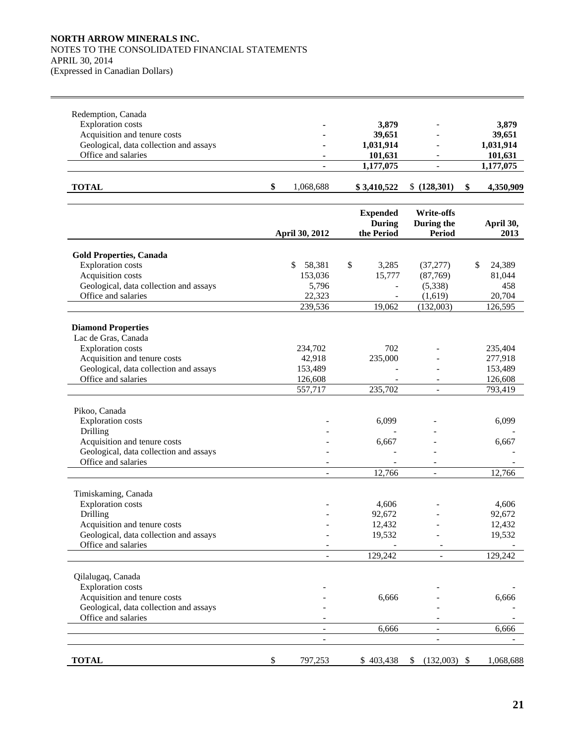**NORTH ARROW MINERALS INC.**
NOTES TO THE CONSOLIDATED FINANCIAL STATEMENTS
APRIL 30, 2014
(Expressed in Canadian Dollars)

| | | | | |
|---|---|---|---|---|
| Redemption, Canada | | | | |
| Exploration costs | - | **3,879** | - | **3,879** |
| Acquisition and tenure costs | - | **39,651** | - | **39,651** |
| Geological, data collection and assays | - | **1,031,914** | - | **1,031,914** |
| Office and salaries | - | **101,631** | - | **101,631** |
| | - | **1,177,075** | - | **1,177,075** |
| **TOTAL** | **$** 1,068,688 | **$ 3,410,522** | $ **(128,301)** | **$ 4,350,909** |

| | April 30, 2012 | Expended During the Period | Write-offs During the Period | April 30, 2013 |
|---|---|---|---|---|
| **Gold Properties, Canada** | | | | |
| Exploration costs | $ 58,381 | $ 3,285 | (37,277) | $ 24,389 |
| Acquisition costs | 153,036 | 15,777 | (87,769) | 81,044 |
| Geological, data collection and assays | 5,796 | - | (5,338) | 458 |
| Office and salaries | 22,323 | - | (1,619) | 20,704 |
| | 239,536 | 19,062 | (132,003) | 126,595 |
| **Diamond Properties** | | | | |
| Lac de Gras, Canada | | | | |
| Exploration costs | 234,702 | 702 | - | 235,404 |
| Acquisition and tenure costs | 42,918 | 235,000 | - | 277,918 |
| Geological, data collection and assays | 153,489 | - | - | 153,489 |
| Office and salaries | 126,608 | - | - | 126,608 |
| | 557,717 | 235,702 | - | 793,419 |
| Pikoo, Canada | | | | |
| Exploration costs | - | 6,099 | - | 6,099 |
| Drilling | - | - | - | - |
| Acquisition and tenure costs | - | 6,667 | - | 6,667 |
| Geological, data collection and assays | - | - | - | - |
| Office and salaries | - | - | - | - |
| | - | 12,766 | - | 12,766 |
| Timiskaming, Canada | | | | |
| Exploration costs | - | 4,606 | - | 4,606 |
| Drilling | - | 92,672 | - | 92,672 |
| Acquisition and tenure costs | - | 12,432 | - | 12,432 |
| Geological, data collection and assays | - | 19,532 | - | 19,532 |
| Office and salaries | - | - | - | - |
| | - | 129,242 | - | 129,242 |
| Qilalugaq, Canada | | | | |
| Exploration costs | - | | - | - |
| Acquisition and tenure costs | - | 6,666 | - | 6,666 |
| Geological, data collection and assays | - | | - | - |
| Office and salaries | - | | - | - |
| | - | 6,666 | - | 6,666 |
| | - | | - | - |
| **TOTAL** | $ 797,253 | $ 403,438 | $ (132,003) | $ 1,068,688 |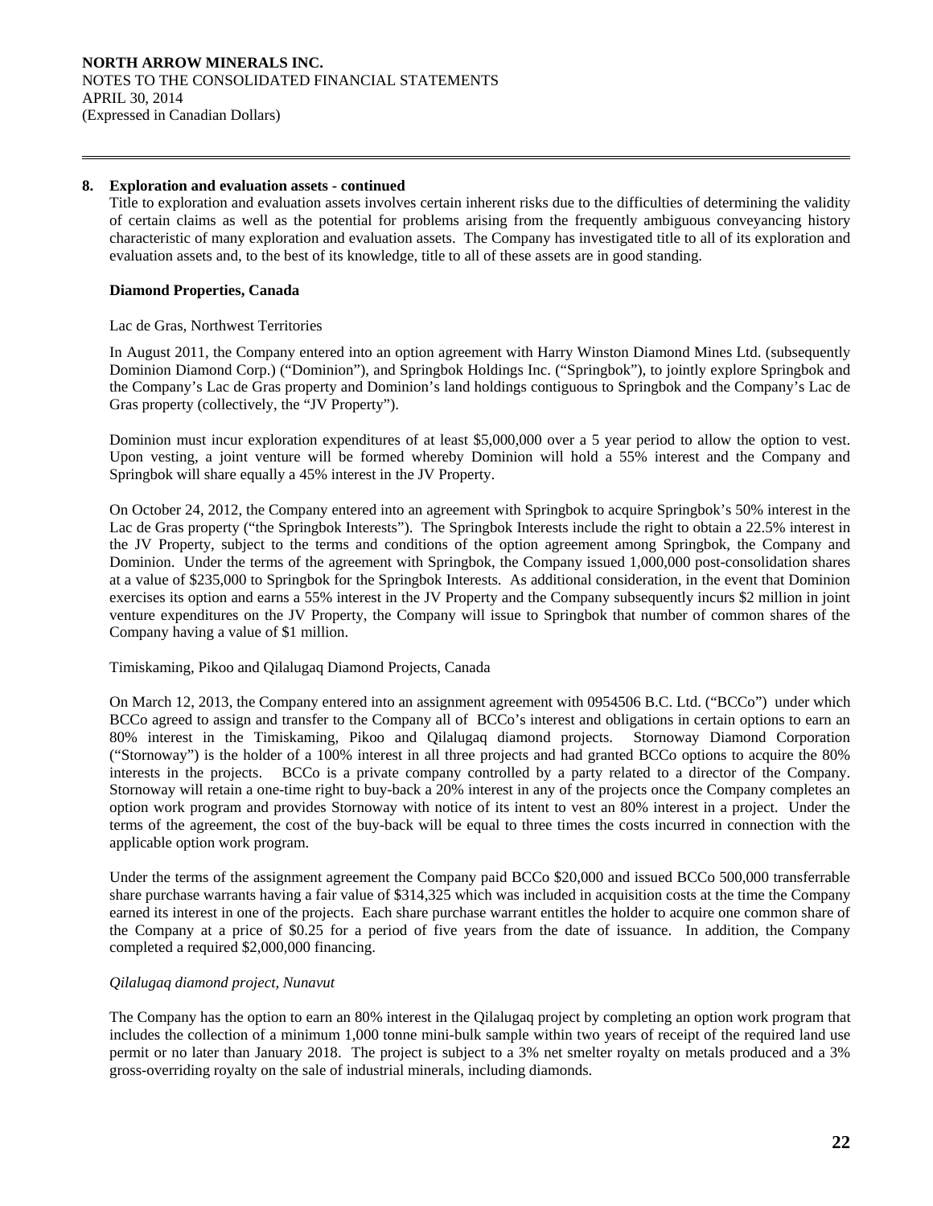## 8. Exploration and evaluation assets - continued

Title to exploration and evaluation assets involves certain inherent risks due to the difficulties of determining the validity of certain claims as well as the potential for problems arising from the frequently ambiguous conveyancing history characteristic of many exploration and evaluation assets. The Company has investigated title to all of its exploration and evaluation assets and, to the best of its knowledge, title to all of these assets are in good standing.

### Diamond Properties, Canada

Lac de Gras, Northwest Territories

In August 2011, the Company entered into an option agreement with Harry Winston Diamond Mines Ltd. (subsequently Dominion Diamond Corp.) ("Dominion"), and Springbok Holdings Inc. ("Springbok"), to jointly explore Springbok and the Company's Lac de Gras property and Dominion's land holdings contiguous to Springbok and the Company's Lac de Gras property (collectively, the "JV Property").

Dominion must incur exploration expenditures of at least $5,000,000 over a 5 year period to allow the option to vest. Upon vesting, a joint venture will be formed whereby Dominion will hold a 55% interest and the Company and Springbok will share equally a 45% interest in the JV Property.

On October 24, 2012, the Company entered into an agreement with Springbok to acquire Springbok's 50% interest in the Lac de Gras property ("the Springbok Interests"). The Springbok Interests include the right to obtain a 22.5% interest in the JV Property, subject to the terms and conditions of the option agreement among Springbok, the Company and Dominion. Under the terms of the agreement with Springbok, the Company issued 1,000,000 post-consolidation shares at a value of $235,000 to Springbok for the Springbok Interests. As additional consideration, in the event that Dominion exercises its option and earns a 55% interest in the JV Property and the Company subsequently incurs $2 million in joint venture expenditures on the JV Property, the Company will issue to Springbok that number of common shares of the Company having a value of $1 million.

Timiskaming, Pikoo and Qilalugaq Diamond Projects, Canada

On March 12, 2013, the Company entered into an assignment agreement with 0954506 B.C. Ltd. ("BCCo") under which BCCo agreed to assign and transfer to the Company all of BCCo's interest and obligations in certain options to earn an 80% interest in the Timiskaming, Pikoo and Qilalugaq diamond projects. Stornoway Diamond Corporation ("Stornoway") is the holder of a 100% interest in all three projects and had granted BCCo options to acquire the 80% interests in the projects. BCCo is a private company controlled by a party related to a director of the Company. Stornoway will retain a one-time right to buy-back a 20% interest in any of the projects once the Company completes an option work program and provides Stornoway with notice of its intent to vest an 80% interest in a project. Under the terms of the agreement, the cost of the buy-back will be equal to three times the costs incurred in connection with the applicable option work program.

Under the terms of the assignment agreement the Company paid BCCo $20,000 and issued BCCo 500,000 transferrable share purchase warrants having a fair value of $314,325 which was included in acquisition costs at the time the Company earned its interest in one of the projects. Each share purchase warrant entitles the holder to acquire one common share of the Company at a price of $0.25 for a period of five years from the date of issuance. In addition, the Company completed a required $2,000,000 financing.

*Qilalugaq diamond project, Nunavut*

The Company has the option to earn an 80% interest in the Qilalugaq project by completing an option work program that includes the collection of a minimum 1,000 tonne mini-bulk sample within two years of receipt of the required land use permit or no later than January 2018. The project is subject to a 3% net smelter royalty on metals produced and a 3% gross-overriding royalty on the sale of industrial minerals, including diamonds.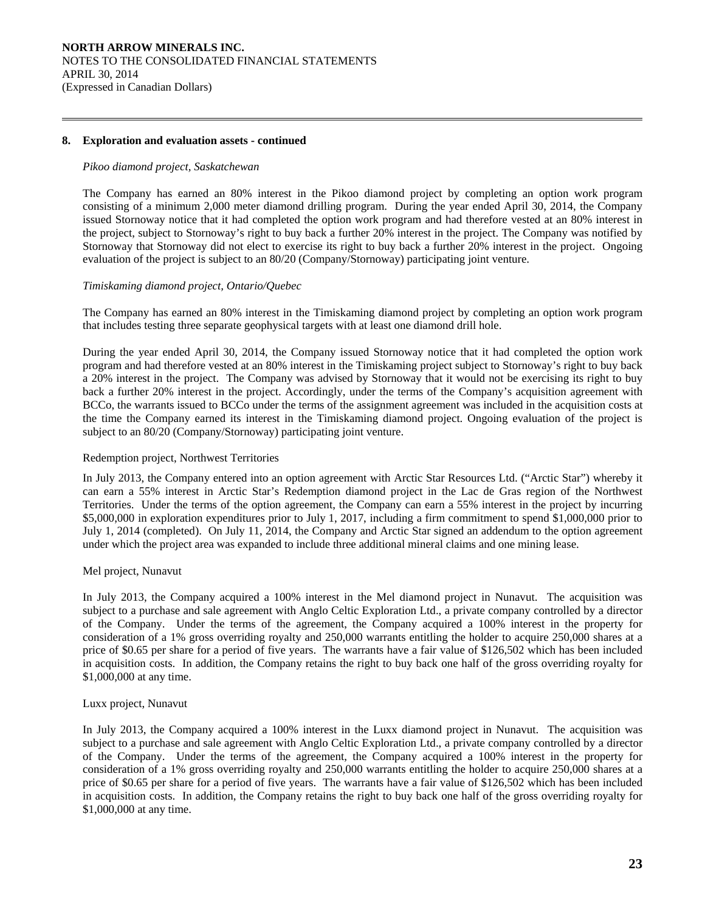## 8. Exploration and evaluation assets - continued

*Pikoo diamond project, Saskatchewan*

The Company has earned an 80% interest in the Pikoo diamond project by completing an option work program consisting of a minimum 2,000 meter diamond drilling program. During the year ended April 30, 2014, the Company issued Stornoway notice that it had completed the option work program and had therefore vested at an 80% interest in the project, subject to Stornoway's right to buy back a further 20% interest in the project. The Company was notified by Stornoway that Stornoway did not elect to exercise its right to buy back a further 20% interest in the project. Ongoing evaluation of the project is subject to an 80/20 (Company/Stornoway) participating joint venture.

*Timiskaming diamond project, Ontario/Quebec*

The Company has earned an 80% interest in the Timiskaming diamond project by completing an option work program that includes testing three separate geophysical targets with at least one diamond drill hole.

During the year ended April 30, 2014, the Company issued Stornoway notice that it had completed the option work program and had therefore vested at an 80% interest in the Timiskaming project subject to Stornoway's right to buy back a 20% interest in the project. The Company was advised by Stornoway that it would not be exercising its right to buy back a further 20% interest in the project. Accordingly, under the terms of the Company's acquisition agreement with BCCo, the warrants issued to BCCo under the terms of the assignment agreement was included in the acquisition costs at the time the Company earned its interest in the Timiskaming diamond project. Ongoing evaluation of the project is subject to an 80/20 (Company/Stornoway) participating joint venture.

Redemption project, Northwest Territories

In July 2013, the Company entered into an option agreement with Arctic Star Resources Ltd. ("Arctic Star") whereby it can earn a 55% interest in Arctic Star's Redemption diamond project in the Lac de Gras region of the Northwest Territories. Under the terms of the option agreement, the Company can earn a 55% interest in the project by incurring $5,000,000 in exploration expenditures prior to July 1, 2017, including a firm commitment to spend $1,000,000 prior to July 1, 2014 (completed). On July 11, 2014, the Company and Arctic Star signed an addendum to the option agreement under which the project area was expanded to include three additional mineral claims and one mining lease.

Mel project, Nunavut

In July 2013, the Company acquired a 100% interest in the Mel diamond project in Nunavut. The acquisition was subject to a purchase and sale agreement with Anglo Celtic Exploration Ltd., a private company controlled by a director of the Company. Under the terms of the agreement, the Company acquired a 100% interest in the property for consideration of a 1% gross overriding royalty and 250,000 warrants entitling the holder to acquire 250,000 shares at a price of $0.65 per share for a period of five years. The warrants have a fair value of $126,502 which has been included in acquisition costs. In addition, the Company retains the right to buy back one half of the gross overriding royalty for $1,000,000 at any time.

Luxx project, Nunavut

In July 2013, the Company acquired a 100% interest in the Luxx diamond project in Nunavut. The acquisition was subject to a purchase and sale agreement with Anglo Celtic Exploration Ltd., a private company controlled by a director of the Company. Under the terms of the agreement, the Company acquired a 100% interest in the property for consideration of a 1% gross overriding royalty and 250,000 warrants entitling the holder to acquire 250,000 shares at a price of $0.65 per share for a period of five years. The warrants have a fair value of $126,502 which has been included in acquisition costs. In addition, the Company retains the right to buy back one half of the gross overriding royalty for $1,000,000 at any time.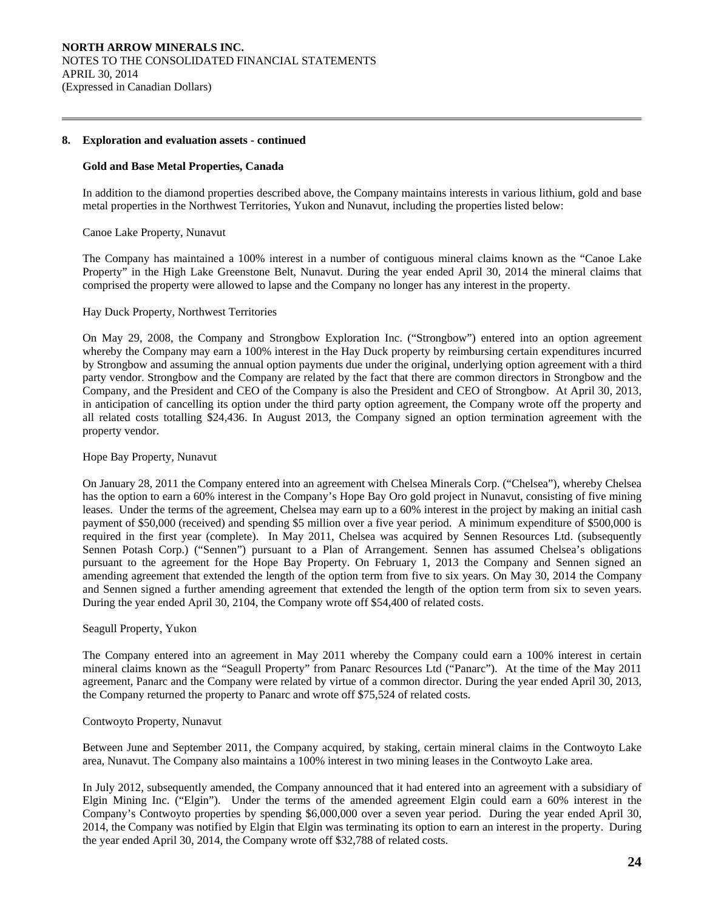## 8. Exploration and evaluation assets - continued

### Gold and Base Metal Properties, Canada

In addition to the diamond properties described above, the Company maintains interests in various lithium, gold and base metal properties in the Northwest Territories, Yukon and Nunavut, including the properties listed below:

Canoe Lake Property, Nunavut

The Company has maintained a 100% interest in a number of contiguous mineral claims known as the "Canoe Lake Property" in the High Lake Greenstone Belt, Nunavut. During the year ended April 30, 2014 the mineral claims that comprised the property were allowed to lapse and the Company no longer has any interest in the property.

Hay Duck Property, Northwest Territories

On May 29, 2008, the Company and Strongbow Exploration Inc. ("Strongbow") entered into an option agreement whereby the Company may earn a 100% interest in the Hay Duck property by reimbursing certain expenditures incurred by Strongbow and assuming the annual option payments due under the original, underlying option agreement with a third party vendor. Strongbow and the Company are related by the fact that there are common directors in Strongbow and the Company, and the President and CEO of the Company is also the President and CEO of Strongbow. At April 30, 2013, in anticipation of cancelling its option under the third party option agreement, the Company wrote off the property and all related costs totalling $24,436. In August 2013, the Company signed an option termination agreement with the property vendor.

Hope Bay Property, Nunavut

On January 28, 2011 the Company entered into an agreement with Chelsea Minerals Corp. ("Chelsea"), whereby Chelsea has the option to earn a 60% interest in the Company's Hope Bay Oro gold project in Nunavut, consisting of five mining leases. Under the terms of the agreement, Chelsea may earn up to a 60% interest in the project by making an initial cash payment of $50,000 (received) and spending $5 million over a five year period. A minimum expenditure of $500,000 is required in the first year (complete). In May 2011, Chelsea was acquired by Sennen Resources Ltd. (subsequently Sennen Potash Corp.) ("Sennen") pursuant to a Plan of Arrangement. Sennen has assumed Chelsea's obligations pursuant to the agreement for the Hope Bay Property. On February 1, 2013 the Company and Sennen signed an amending agreement that extended the length of the option term from five to six years. On May 30, 2014 the Company and Sennen signed a further amending agreement that extended the length of the option term from six to seven years. During the year ended April 30, 2104, the Company wrote off $54,400 of related costs.

Seagull Property, Yukon

The Company entered into an agreement in May 2011 whereby the Company could earn a 100% interest in certain mineral claims known as the "Seagull Property" from Panarc Resources Ltd ("Panarc"). At the time of the May 2011 agreement, Panarc and the Company were related by virtue of a common director. During the year ended April 30, 2013, the Company returned the property to Panarc and wrote off $75,524 of related costs.

Contwoyto Property, Nunavut

Between June and September 2011, the Company acquired, by staking, certain mineral claims in the Contwoyto Lake area, Nunavut. The Company also maintains a 100% interest in two mining leases in the Contwoyto Lake area.

In July 2012, subsequently amended, the Company announced that it had entered into an agreement with a subsidiary of Elgin Mining Inc. ("Elgin"). Under the terms of the amended agreement Elgin could earn a 60% interest in the Company's Contwoyto properties by spending $6,000,000 over a seven year period. During the year ended April 30, 2014, the Company was notified by Elgin that Elgin was terminating its option to earn an interest in the property. During the year ended April 30, 2014, the Company wrote off $32,788 of related costs.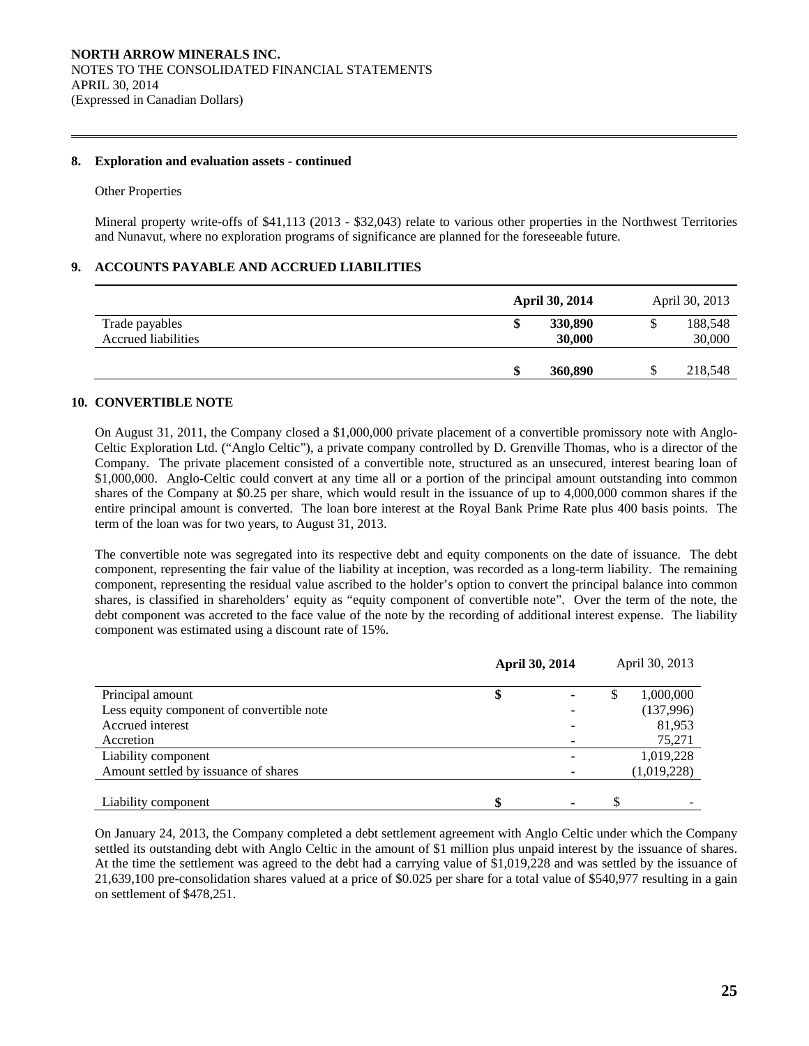### 8. Exploration and evaluation assets - continued

Other Properties

Mineral property write-offs of $41,113 (2013 - $32,043) relate to various other properties in the Northwest Territories and Nunavut, where no exploration programs of significance are planned for the foreseeable future.

## 9. ACCOUNTS PAYABLE AND ACCRUED LIABILITIES

| | **April 30, 2014** | April 30, 2013 |
|---|---|---|
| Trade payables | **$ 330,890** | $ 188,548 |
| Accrued liabilities | **30,000** | 30,000 |
| | **$ 360,890** | $ 218,548 |

## 10. CONVERTIBLE NOTE

On August 31, 2011, the Company closed a $1,000,000 private placement of a convertible promissory note with Anglo-Celtic Exploration Ltd. ("Anglo Celtic"), a private company controlled by D. Grenville Thomas, who is a director of the Company. The private placement consisted of a convertible note, structured as an unsecured, interest bearing loan of $1,000,000. Anglo-Celtic could convert at any time all or a portion of the principal amount outstanding into common shares of the Company at $0.25 per share, which would result in the issuance of up to 4,000,000 common shares if the entire principal amount is converted. The loan bore interest at the Royal Bank Prime Rate plus 400 basis points. The term of the loan was for two years, to August 31, 2013.

The convertible note was segregated into its respective debt and equity components on the date of issuance. The debt component, representing the fair value of the liability at inception, was recorded as a long-term liability. The remaining component, representing the residual value ascribed to the holder's option to convert the principal balance into common shares, is classified in shareholders' equity as "equity component of convertible note". Over the term of the note, the debt component was accreted to the face value of the note by the recording of additional interest expense. The liability component was estimated using a discount rate of 15%.

| | **April 30, 2014** | April 30, 2013 |
|---|---|---|
| Principal amount | **$ -** | $ 1,000,000 |
| Less equity component of convertible note | **-** | (137,996) |
| Accrued interest | **-** | 81,953 |
| Accretion | **-** | 75,271 |
| Liability component | **-** | 1,019,228 |
| Amount settled by issuance of shares | **-** | (1,019,228) |
| Liability component | **$ -** | $ - |

On January 24, 2013, the Company completed a debt settlement agreement with Anglo Celtic under which the Company settled its outstanding debt with Anglo Celtic in the amount of $1 million plus unpaid interest by the issuance of shares. At the time the settlement was agreed to the debt had a carrying value of $1,019,228 and was settled by the issuance of 21,639,100 pre-consolidation shares valued at a price of $0.025 per share for a total value of $540,977 resulting in a gain on settlement of $478,251.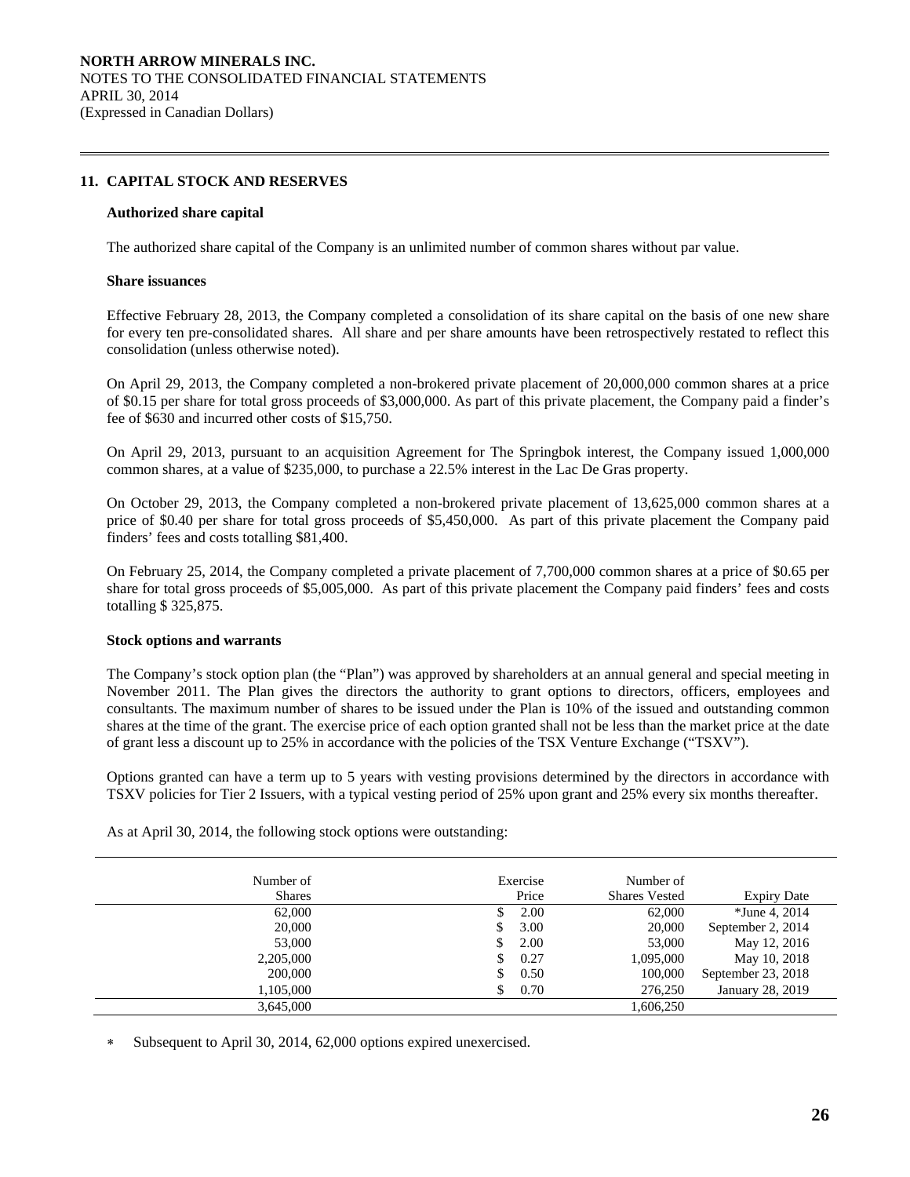## 11. CAPITAL STOCK AND RESERVES

**Authorized share capital**

The authorized share capital of the Company is an unlimited number of common shares without par value.

**Share issuances**

Effective February 28, 2013, the Company completed a consolidation of its share capital on the basis of one new share for every ten pre-consolidated shares. All share and per share amounts have been retrospectively restated to reflect this consolidation (unless otherwise noted).

On April 29, 2013, the Company completed a non-brokered private placement of 20,000,000 common shares at a price of $0.15 per share for total gross proceeds of $3,000,000. As part of this private placement, the Company paid a finder's fee of $630 and incurred other costs of $15,750.

On April 29, 2013, pursuant to an acquisition Agreement for The Springbok interest, the Company issued 1,000,000 common shares, at a value of $235,000, to purchase a 22.5% interest in the Lac De Gras property.

On October 29, 2013, the Company completed a non-brokered private placement of 13,625,000 common shares at a price of $0.40 per share for total gross proceeds of $5,450,000. As part of this private placement the Company paid finders' fees and costs totalling $81,400.

On February 25, 2014, the Company completed a private placement of 7,700,000 common shares at a price of $0.65 per share for total gross proceeds of $5,005,000. As part of this private placement the Company paid finders' fees and costs totalling $ 325,875.

**Stock options and warrants**

The Company's stock option plan (the "Plan") was approved by shareholders at an annual general and special meeting in November 2011. The Plan gives the directors the authority to grant options to directors, officers, employees and consultants. The maximum number of shares to be issued under the Plan is 10% of the issued and outstanding common shares at the time of the grant. The exercise price of each option granted shall not be less than the market price at the date of grant less a discount up to 25% in accordance with the policies of the TSX Venture Exchange ("TSXV").

Options granted can have a term up to 5 years with vesting provisions determined by the directors in accordance with TSXV policies for Tier 2 Issuers, with a typical vesting period of 25% upon grant and 25% every six months thereafter.

As at April 30, 2014, the following stock options were outstanding:

| Number of Shares | Exercise Price | Number of Shares Vested | Expiry Date |
|---|---|---|---|
| 62,000 | $ 2.00 | 62,000 | *June 4, 2014 |
| 20,000 | $ 3.00 | 20,000 | September 2, 2014 |
| 53,000 | $ 2.00 | 53,000 | May 12, 2016 |
| 2,205,000 | $ 0.27 | 1,095,000 | May 10, 2018 |
| 200,000 | $ 0.50 | 100,000 | September 23, 2018 |
| 1,105,000 | $ 0.70 | 276,250 | January 28, 2019 |
| 3,645,000 | | 1,606,250 | |

* Subsequent to April 30, 2014, 62,000 options expired unexercised.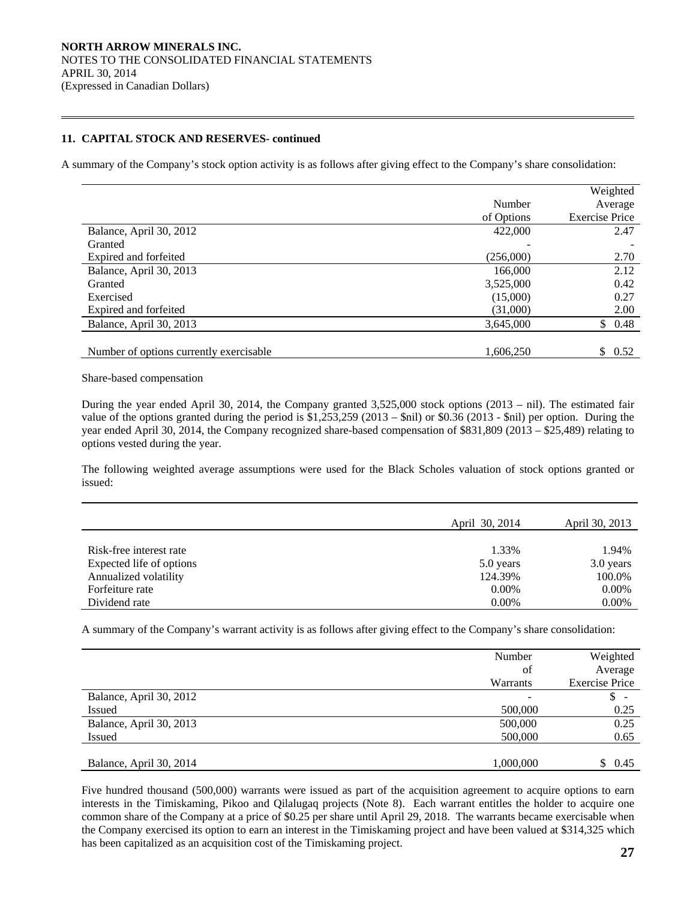**NORTH ARROW MINERALS INC.**
NOTES TO THE CONSOLIDATED FINANCIAL STATEMENTS
APRIL 30, 2014
(Expressed in Canadian Dollars)

**11. CAPITAL STOCK AND RESERVES- continued**

A summary of the Company's stock option activity is as follows after giving effect to the Company's share consolidation:

| | Number of Options | Weighted Average Exercise Price |
|---|---|---|
| Balance, April 30, 2012 | 422,000 | 2.47 |
| Granted | - | - |
| Expired and forfeited | (256,000) | 2.70 |
| Balance, April 30, 2013 | 166,000 | 2.12 |
| Granted | 3,525,000 | 0.42 |
| Exercised | (15,000) | 0.27 |
| Expired and forfeited | (31,000) | 2.00 |
| Balance, April 30, 2013 | 3,645,000 | $ 0.48 |
| Number of options currently exercisable | 1,606,250 | $ 0.52 |

Share-based compensation

During the year ended April 30, 2014, the Company granted 3,525,000 stock options (2013 – nil). The estimated fair value of the options granted during the period is $1,253,259 (2013 – $nil) or $0.36 (2013 - $nil) per option. During the year ended April 30, 2014, the Company recognized share-based compensation of $831,809 (2013 – $25,489) relating to options vested during the year.

The following weighted average assumptions were used for the Black Scholes valuation of stock options granted or issued:

| | April 30, 2014 | April 30, 2013 |
|---|---|---|
| Risk-free interest rate | 1.33% | 1.94% |
| Expected life of options | 5.0 years | 3.0 years |
| Annualized volatility | 124.39% | 100.0% |
| Forfeiture rate | 0.00% | 0.00% |
| Dividend rate | 0.00% | 0.00% |

A summary of the Company's warrant activity is as follows after giving effect to the Company's share consolidation:

| | Number of Warrants | Weighted Average Exercise Price |
|---|---|---|
| Balance, April 30, 2012 | - | $ - |
| Issued | 500,000 | 0.25 |
| Balance, April 30, 2013 | 500,000 | 0.25 |
| Issued | 500,000 | 0.65 |
| Balance, April 30, 2014 | 1,000,000 | $ 0.45 |

Five hundred thousand (500,000) warrants were issued as part of the acquisition agreement to acquire options to earn interests in the Timiskaming, Pikoo and Qilalugaq projects (Note 8). Each warrant entitles the holder to acquire one common share of the Company at a price of $0.25 per share until April 29, 2018. The warrants became exercisable when the Company exercised its option to earn an interest in the Timiskaming project and have been valued at $314,325 which has been capitalized as an acquisition cost of the Timiskaming project.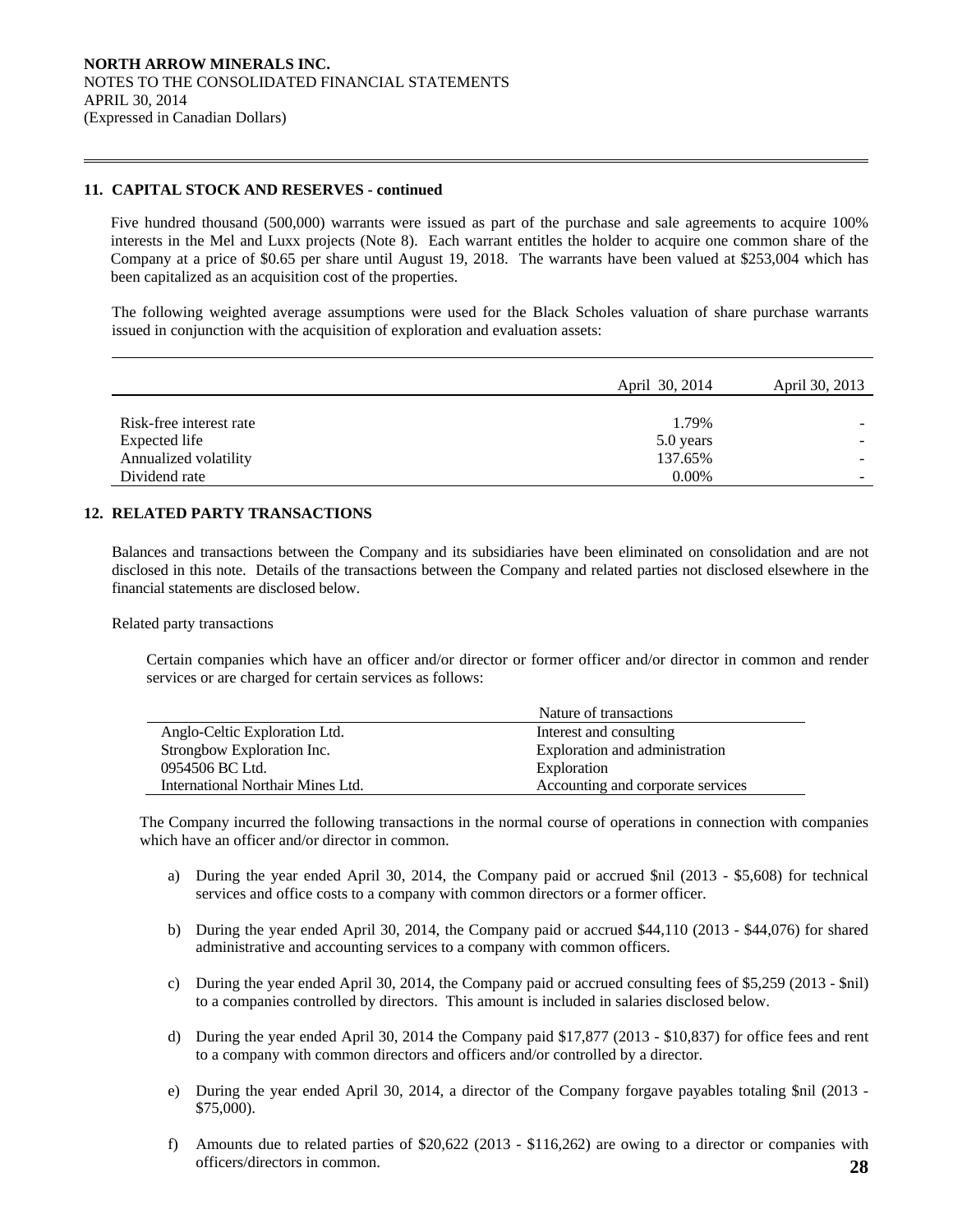## 11. CAPITAL STOCK AND RESERVES - continued

Five hundred thousand (500,000) warrants were issued as part of the purchase and sale agreements to acquire 100% interests in the Mel and Luxx projects (Note 8). Each warrant entitles the holder to acquire one common share of the Company at a price of $0.65 per share until August 19, 2018. The warrants have been valued at $253,004 which has been capitalized as an acquisition cost of the properties.

The following weighted average assumptions were used for the Black Scholes valuation of share purchase warrants issued in conjunction with the acquisition of exploration and evaluation assets:

| | April 30, 2014 | April 30, 2013 |
|---|---|---|
| Risk-free interest rate | 1.79% | - |
| Expected life | 5.0 years | - |
| Annualized volatility | 137.65% | - |
| Dividend rate | 0.00% | - |

## 12. RELATED PARTY TRANSACTIONS

Balances and transactions between the Company and its subsidiaries have been eliminated on consolidation and are not disclosed in this note. Details of the transactions between the Company and related parties not disclosed elsewhere in the financial statements are disclosed below.

Related party transactions

Certain companies which have an officer and/or director or former officer and/or director in common and render services or are charged for certain services as follows:

| | Nature of transactions |
|---|---|
| Anglo-Celtic Exploration Ltd. | Interest and consulting |
| Strongbow Exploration Inc. | Exploration and administration |
| 0954506 BC Ltd. | Exploration |
| International Northair Mines Ltd. | Accounting and corporate services |

The Company incurred the following transactions in the normal course of operations in connection with companies which have an officer and/or director in common.

a) During the year ended April 30, 2014, the Company paid or accrued $nil (2013 - $5,608) for technical services and office costs to a company with common directors or a former officer.

b) During the year ended April 30, 2014, the Company paid or accrued $44,110 (2013 - $44,076) for shared administrative and accounting services to a company with common officers.

c) During the year ended April 30, 2014, the Company paid or accrued consulting fees of $5,259 (2013 - $nil) to a companies controlled by directors. This amount is included in salaries disclosed below.

d) During the year ended April 30, 2014 the Company paid $17,877 (2013 - $10,837) for office fees and rent to a company with common directors and officers and/or controlled by a director.

e) During the year ended April 30, 2014, a director of the Company forgave payables totaling $nil (2013 - $75,000).

f) Amounts due to related parties of $20,622 (2013 - $116,262) are owing to a director or companies with officers/directors in common.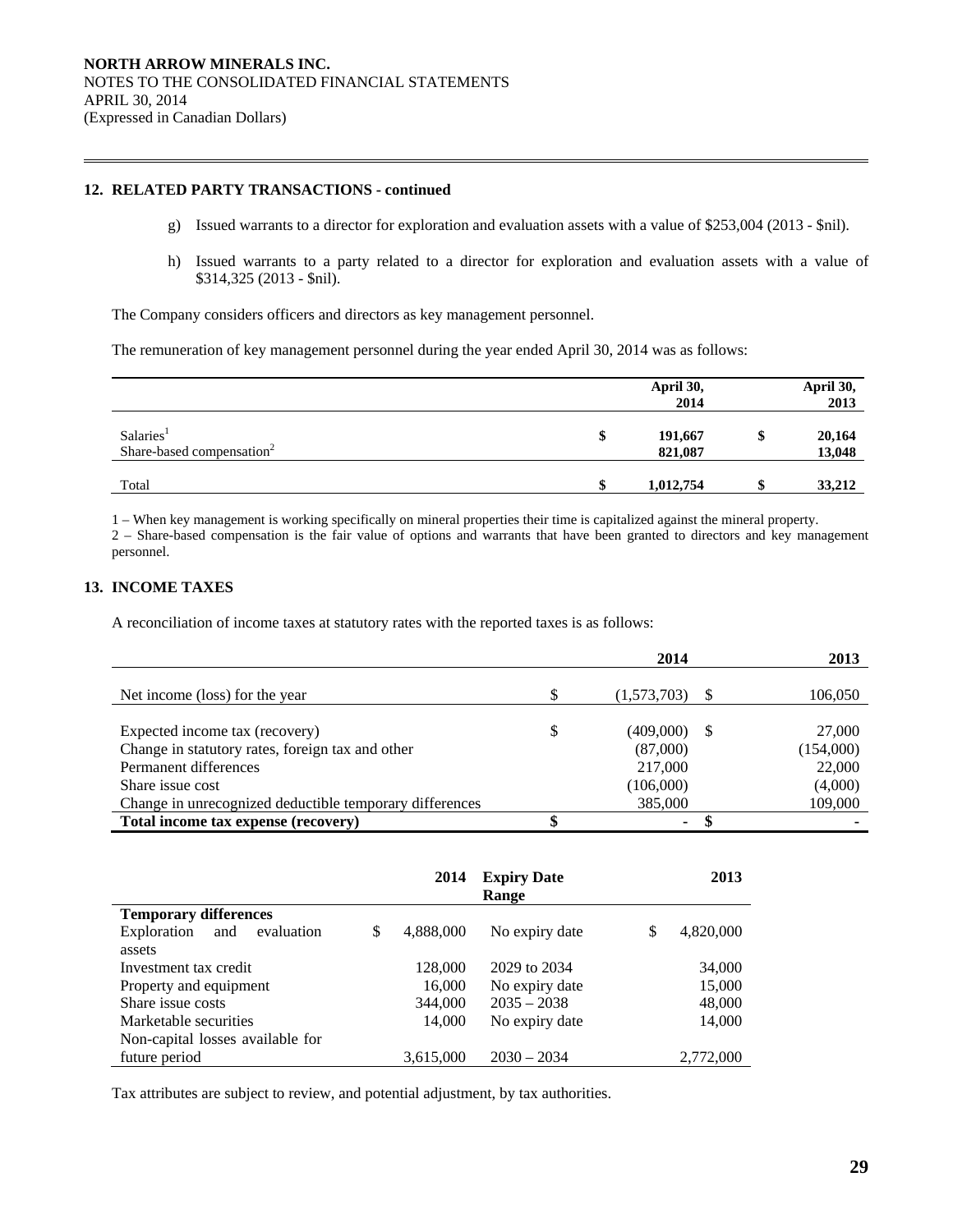## 12. RELATED PARTY TRANSACTIONS - continued

g) Issued warrants to a director for exploration and evaluation assets with a value of $253,004 (2013 - $nil).

h) Issued warrants to a party related to a director for exploration and evaluation assets with a value of $314,325 (2013 - $nil).

The Company considers officers and directors as key management personnel.

The remuneration of key management personnel during the year ended April 30, 2014 was as follows:

| | | April 30, 2014 | | April 30, 2013 |
|---|---|---|---|---|
| Salaries[1] | $ | 191,667 | $ | 20,164 |
| Share-based compensation[2] | | 821,087 | | 13,048 |
| Total | $ | 1,012,754 | $ | 33,212 |

1 – When key management is working specifically on mineral properties their time is capitalized against the mineral property.
2 – Share-based compensation is the fair value of options and warrants that have been granted to directors and key management personnel.

## 13. INCOME TAXES

A reconciliation of income taxes at statutory rates with the reported taxes is as follows:

| | | 2014 | | 2013 |
|---|---|---|---|---|
| Net income (loss) for the year | $ | (1,573,703) | $ | 106,050 |
| Expected income tax (recovery) | $ | (409,000) | $ | 27,000 |
| Change in statutory rates, foreign tax and other | | (87,000) | | (154,000) |
| Permanent differences | | 217,000 | | 22,000 |
| Share issue cost | | (106,000) | | (4,000) |
| Change in unrecognized deductible temporary differences | | 385,000 | | 109,000 |
| **Total income tax expense (recovery)** | **$** | **-** | **$** | **-** |

| | | 2014 | Expiry Date Range | | 2013 |
|---|---|---|---|---|---|
| **Temporary differences** | | | | | |
| Exploration and evaluation assets | $ | 4,888,000 | No expiry date | $ | 4,820,000 |
| Investment tax credit | | 128,000 | 2029 to 2034 | | 34,000 |
| Property and equipment | | 16,000 | No expiry date | | 15,000 |
| Share issue costs | | 344,000 | 2035 – 2038 | | 48,000 |
| Marketable securities | | 14,000 | No expiry date | | 14,000 |
| Non-capital losses available for future period | | 3,615,000 | 2030 – 2034 | | 2,772,000 |

Tax attributes are subject to review, and potential adjustment, by tax authorities.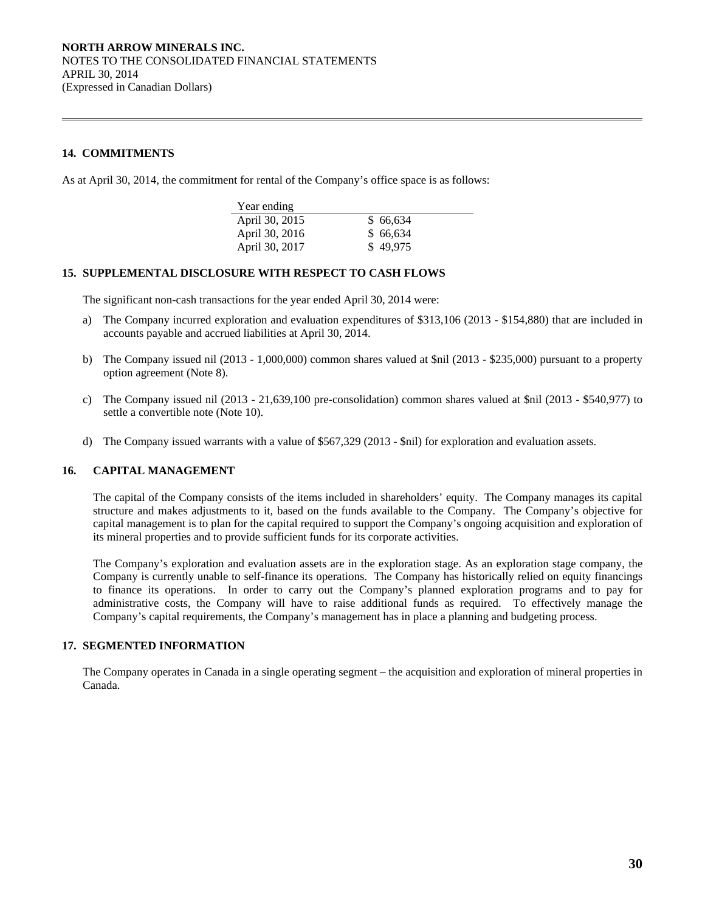## 14. COMMITMENTS

As at April 30, 2014, the commitment for rental of the Company's office space is as follows:

| Year ending | |
|---|---|
| April 30, 2015 | $ 66,634 |
| April 30, 2016 | $ 66,634 |
| April 30, 2017 | $ 49,975 |

## 15. SUPPLEMENTAL DISCLOSURE WITH RESPECT TO CASH FLOWS

The significant non-cash transactions for the year ended April 30, 2014 were:

a) The Company incurred exploration and evaluation expenditures of $313,106 (2013 - $154,880) that are included in accounts payable and accrued liabilities at April 30, 2014.

b) The Company issued nil (2013 - 1,000,000) common shares valued at $nil (2013 - $235,000) pursuant to a property option agreement (Note 8).

c) The Company issued nil (2013 - 21,639,100 pre-consolidation) common shares valued at $nil (2013 - $540,977) to settle a convertible note (Note 10).

d) The Company issued warrants with a value of $567,329 (2013 - $nil) for exploration and evaluation assets.

## 16. CAPITAL MANAGEMENT

The capital of the Company consists of the items included in shareholders' equity. The Company manages its capital structure and makes adjustments to it, based on the funds available to the Company. The Company's objective for capital management is to plan for the capital required to support the Company's ongoing acquisition and exploration of its mineral properties and to provide sufficient funds for its corporate activities.

The Company's exploration and evaluation assets are in the exploration stage. As an exploration stage company, the Company is currently unable to self-finance its operations. The Company has historically relied on equity financings to finance its operations. In order to carry out the Company's planned exploration programs and to pay for administrative costs, the Company will have to raise additional funds as required. To effectively manage the Company's capital requirements, the Company's management has in place a planning and budgeting process.

## 17. SEGMENTED INFORMATION

The Company operates in Canada in a single operating segment – the acquisition and exploration of mineral properties in Canada.